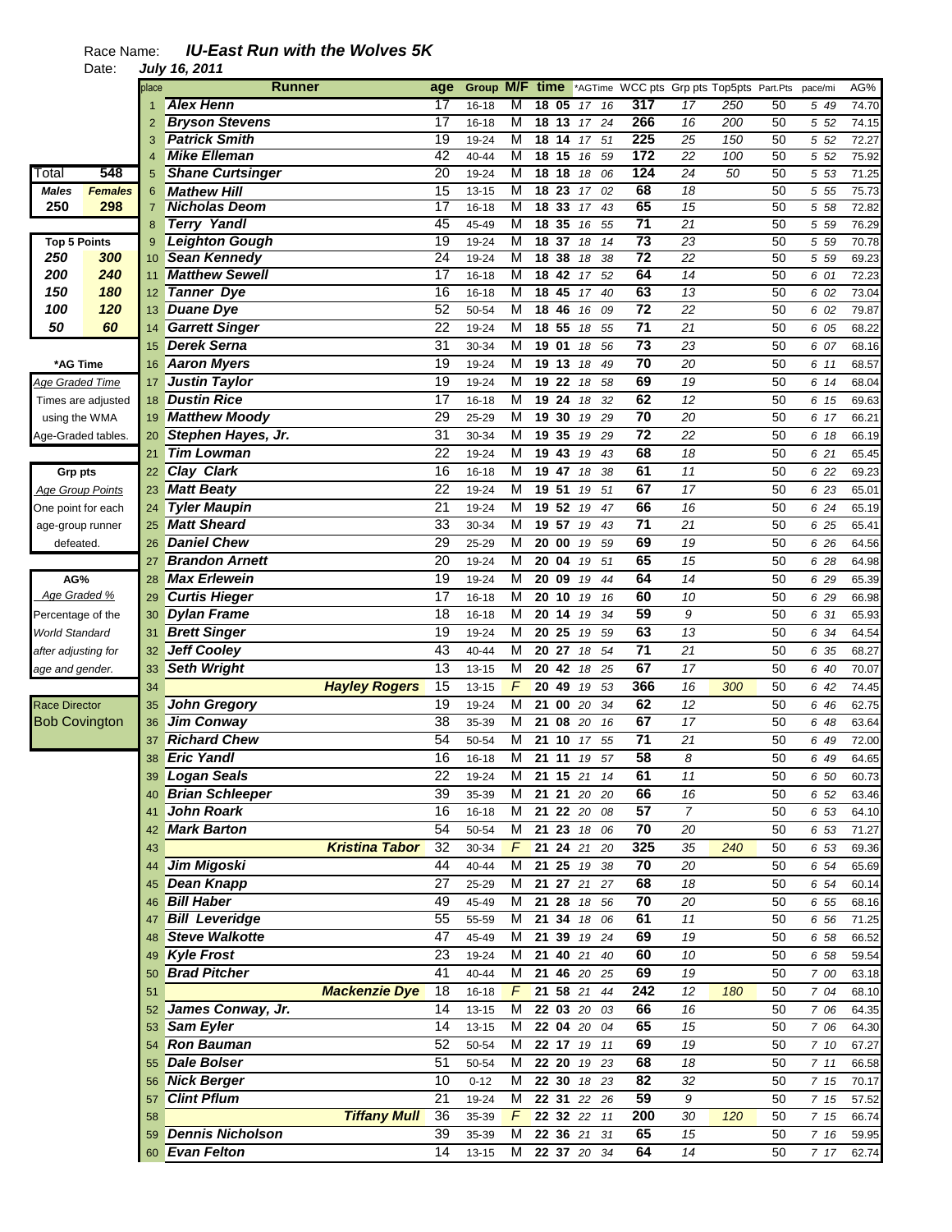Race Name: ***IU-East Run with the Wolves 5K***

Date: ***July 16, 2011***

| Total | 548 |
|---|---|
| **Males** | **Females** |
| 250 | 298 |

| Top 5 Points | |
|---|---|
| 250 | 300 |
| 200 | 240 |
| 150 | 180 |
| 100 | 120 |
| 50 | 60 |

**\*AG Time**
*Age Graded Time*
Times are adjusted using the WMA Age-Graded tables.

**Grp pts**
*Age Group Points*
One point for each age-group runner defeated.

**AG%**
*Age Graded %*
Percentage of the World Standard after adjusting for age and gender.

Race Director
Bob Covington

| place | Runner | age | Group | M/F | time | *AGTime | WCC pts | Grp pts | Top5pts | Part.Pts | pace/mi | AG% |
|---|---|---|---|---|---|---|---|---|---|---|---|---|
| 1 | Alex Henn | 17 | 16-18 | M | 18 05 | 17 16 | 317 | 17 | 250 | 50 | 5 49 | 74.70 |
| 2 | Bryson Stevens | 17 | 16-18 | M | 18 13 | 17 24 | 266 | 16 | 200 | 50 | 5 52 | 74.15 |
| 3 | Patrick Smith | 19 | 19-24 | M | 18 14 | 17 51 | 225 | 25 | 150 | 50 | 5 52 | 72.27 |
| 4 | Mike Elleman | 42 | 40-44 | M | 18 15 | 16 59 | 172 | 22 | 100 | 50 | 5 52 | 75.92 |
| 5 | Shane Curtsinger | 20 | 19-24 | M | 18 18 | 18 06 | 124 | 24 | 50 | 50 | 5 53 | 71.25 |
| 6 | Mathew Hill | 15 | 13-15 | M | 18 23 | 17 02 | 68 | 18 | | 50 | 5 55 | 75.73 |
| 7 | Nicholas Deom | 17 | 16-18 | M | 18 33 | 17 43 | 65 | 15 | | 50 | 5 58 | 72.82 |
| 8 | Terry Yandl | 45 | 45-49 | M | 18 35 | 16 55 | 71 | 21 | | 50 | 5 59 | 76.29 |
| 9 | Leighton Gough | 19 | 19-24 | M | 18 37 | 18 14 | 73 | 23 | | 50 | 5 59 | 70.78 |
| 10 | Sean Kennedy | 24 | 19-24 | M | 18 38 | 18 38 | 72 | 22 | | 50 | 5 59 | 69.23 |
| 11 | Matthew Sewell | 17 | 16-18 | M | 18 42 | 17 52 | 64 | 14 | | 50 | 6 01 | 72.23 |
| 12 | Tanner Dye | 16 | 16-18 | M | 18 45 | 17 40 | 63 | 13 | | 50 | 6 02 | 73.04 |
| 13 | Duane Dye | 52 | 50-54 | M | 18 46 | 16 09 | 72 | 22 | | 50 | 6 02 | 79.87 |
| 14 | Garrett Singer | 22 | 19-24 | M | 18 55 | 18 55 | 71 | 21 | | 50 | 6 05 | 68.22 |
| 15 | Derek Serna | 31 | 30-34 | M | 19 01 | 18 56 | 73 | 23 | | 50 | 6 07 | 68.16 |
| 16 | Aaron Myers | 19 | 19-24 | M | 19 13 | 18 49 | 70 | 20 | | 50 | 6 11 | 68.57 |
| 17 | Justin Taylor | 19 | 19-24 | M | 19 22 | 18 58 | 69 | 19 | | 50 | 6 14 | 68.04 |
| 18 | Dustin Rice | 17 | 16-18 | M | 19 24 | 18 32 | 62 | 12 | | 50 | 6 15 | 69.63 |
| 19 | Matthew Moody | 29 | 25-29 | M | 19 30 | 19 29 | 70 | 20 | | 50 | 6 17 | 66.21 |
| 20 | Stephen Hayes, Jr. | 31 | 30-34 | M | 19 35 | 19 29 | 72 | 22 | | 50 | 6 18 | 66.19 |
| 21 | Tim Lowman | 22 | 19-24 | M | 19 43 | 19 43 | 68 | 18 | | 50 | 6 21 | 65.45 |
| 22 | Clay Clark | 16 | 16-18 | M | 19 47 | 18 38 | 61 | 11 | | 50 | 6 22 | 69.23 |
| 23 | Matt Beaty | 22 | 19-24 | M | 19 51 | 19 51 | 67 | 17 | | 50 | 6 23 | 65.01 |
| 24 | Tyler Maupin | 21 | 19-24 | M | 19 52 | 19 47 | 66 | 16 | | 50 | 6 24 | 65.19 |
| 25 | Matt Sheard | 33 | 30-34 | M | 19 57 | 19 43 | 71 | 21 | | 50 | 6 25 | 65.41 |
| 26 | Daniel Chew | 29 | 25-29 | M | 20 00 | 19 59 | 69 | 19 | | 50 | 6 26 | 64.56 |
| 27 | Brandon Arnett | 20 | 19-24 | M | 20 04 | 19 51 | 65 | 15 | | 50 | 6 28 | 64.98 |
| 28 | Max Erlewein | 19 | 19-24 | M | 20 09 | 19 44 | 64 | 14 | | 50 | 6 29 | 65.39 |
| 29 | Curtis Hieger | 17 | 16-18 | M | 20 10 | 19 16 | 60 | 10 | | 50 | 6 29 | 66.98 |
| 30 | Dylan Frame | 18 | 16-18 | M | 20 14 | 19 34 | 59 | 9 | | 50 | 6 31 | 65.93 |
| 31 | Brett Singer | 19 | 19-24 | M | 20 25 | 19 59 | 63 | 13 | | 50 | 6 34 | 64.54 |
| 32 | Jeff Cooley | 43 | 40-44 | M | 20 27 | 18 54 | 71 | 21 | | 50 | 6 35 | 68.27 |
| 33 | Seth Wright | 13 | 13-15 | M | 20 42 | 18 25 | 67 | 17 | | 50 | 6 40 | 70.07 |
| 34 | Hayley Rogers | 15 | 13-15 | F | 20 49 | 19 53 | 366 | 16 | 300 | 50 | 6 42 | 74.45 |
| 35 | John Gregory | 19 | 19-24 | M | 21 00 | 20 34 | 62 | 12 | | 50 | 6 46 | 62.75 |
| 36 | Jim Conway | 38 | 35-39 | M | 21 08 | 20 16 | 67 | 17 | | 50 | 6 48 | 63.64 |
| 37 | Richard Chew | 54 | 50-54 | M | 21 10 | 17 55 | 71 | 21 | | 50 | 6 49 | 72.00 |
| 38 | Eric Yandl | 16 | 16-18 | M | 21 11 | 19 57 | 58 | 8 | | 50 | 6 49 | 64.65 |
| 39 | Logan Seals | 22 | 19-24 | M | 21 15 | 21 14 | 61 | 11 | | 50 | 6 50 | 60.73 |
| 40 | Brian Schleeper | 39 | 35-39 | M | 21 21 | 20 20 | 66 | 16 | | 50 | 6 52 | 63.46 |
| 41 | John Roark | 16 | 16-18 | M | 21 22 | 20 08 | 57 | 7 | | 50 | 6 53 | 64.10 |
| 42 | Mark Barton | 54 | 50-54 | M | 21 23 | 18 06 | 70 | 20 | | 50 | 6 53 | 71.27 |
| 43 | Kristina Tabor | 32 | 30-34 | F | 21 24 | 21 20 | 325 | 35 | 240 | 50 | 6 53 | 69.36 |
| 44 | Jim Migoski | 44 | 40-44 | M | 21 25 | 19 38 | 70 | 20 | | 50 | 6 54 | 65.69 |
| 45 | Dean Knapp | 27 | 25-29 | M | 21 27 | 21 27 | 68 | 18 | | 50 | 6 54 | 60.14 |
| 46 | Bill Haber | 49 | 45-49 | M | 21 28 | 18 56 | 70 | 20 | | 50 | 6 55 | 68.16 |
| 47 | Bill Leveridge | 55 | 55-59 | M | 21 34 | 18 06 | 61 | 11 | | 50 | 6 56 | 71.25 |
| 48 | Steve Walkotte | 47 | 45-49 | M | 21 39 | 19 24 | 69 | 19 | | 50 | 6 58 | 66.52 |
| 49 | Kyle Frost | 23 | 19-24 | M | 21 40 | 21 40 | 60 | 10 | | 50 | 6 58 | 59.54 |
| 50 | Brad Pitcher | 41 | 40-44 | M | 21 46 | 20 25 | 69 | 19 | | 50 | 7 00 | 63.18 |
| 51 | Mackenzie Dye | 18 | 16-18 | F | 21 58 | 21 44 | 242 | 12 | 180 | 50 | 7 04 | 68.10 |
| 52 | James Conway, Jr. | 14 | 13-15 | M | 22 03 | 20 03 | 66 | 16 | | 50 | 7 06 | 64.35 |
| 53 | Sam Eyler | 14 | 13-15 | M | 22 04 | 20 04 | 65 | 15 | | 50 | 7 06 | 64.30 |
| 54 | Ron Bauman | 52 | 50-54 | M | 22 17 | 19 11 | 69 | 19 | | 50 | 7 10 | 67.27 |
| 55 | Dale Bolser | 51 | 50-54 | M | 22 20 | 19 23 | 68 | 18 | | 50 | 7 11 | 66.58 |
| 56 | Nick Berger | 10 | 0-12 | M | 22 30 | 18 23 | 82 | 32 | | 50 | 7 15 | 70.17 |
| 57 | Clint Pflum | 21 | 19-24 | M | 22 31 | 22 26 | 59 | 9 | | 50 | 7 15 | 57.52 |
| 58 | Tiffany Mull | 36 | 35-39 | F | 22 32 | 22 11 | 200 | 30 | 120 | 50 | 7 15 | 66.74 |
| 59 | Dennis Nicholson | 39 | 35-39 | M | 22 36 | 21 31 | 65 | 15 | | 50 | 7 16 | 59.95 |
| 60 | Evan Felton | 14 | 13-15 | M | 22 37 | 20 34 | 64 | 14 | | 50 | 7 17 | 62.74 |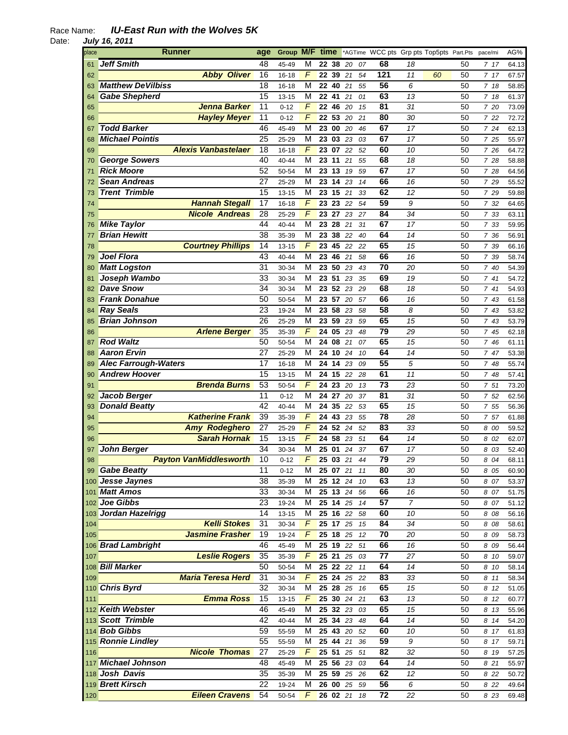Race Name: ***IU-East Run with the Wolves 5K***

Date: ***July 16, 2011***

| place | Runner | age | Group | M/F | time | *AGTime | WCC pts | Grp pts | Top5pts | Part.Pts | pace/mi | AG% |
|---|---|---|---|---|---|---|---|---|---|---|---|---|
| 61 | Jeff Smith | 48 | 45-49 | M | 22 38 | 20 07 | 68 | 18 | | 50 | 7 17 | 64.13 |
| 62 | Abby Oliver | 16 | 16-18 | F | 22 39 | 21 54 | 121 | 11 | 60 | 50 | 7 17 | 67.57 |
| 63 | Matthew DeVilbiss | 18 | 16-18 | M | 22 40 | 21 55 | 56 | 6 | | 50 | 7 18 | 58.85 |
| 64 | Gabe Shepherd | 15 | 13-15 | M | 22 41 | 21 01 | 63 | 13 | | 50 | 7 18 | 61.37 |
| 65 | Jenna Barker | 11 | 0-12 | F | 22 46 | 20 15 | 81 | 31 | | 50 | 7 20 | 73.09 |
| 66 | Hayley Meyer | 11 | 0-12 | F | 22 53 | 20 21 | 80 | 30 | | 50 | 7 22 | 72.72 |
| 67 | Todd Barker | 46 | 45-49 | M | 23 00 | 20 46 | 67 | 17 | | 50 | 7 24 | 62.13 |
| 68 | Michael Pointis | 25 | 25-29 | M | 23 03 | 23 03 | 67 | 17 | | 50 | 7 25 | 55.97 |
| 69 | Alexis Vanbastelaer | 18 | 16-18 | F | 23 07 | 22 52 | 60 | 10 | | 50 | 7 26 | 64.72 |
| 70 | George Sowers | 40 | 40-44 | M | 23 11 | 21 55 | 68 | 18 | | 50 | 7 28 | 58.88 |
| 71 | Rick Moore | 52 | 50-54 | M | 23 13 | 19 59 | 67 | 17 | | 50 | 7 28 | 64.56 |
| 72 | Sean Andreas | 27 | 25-29 | M | 23 14 | 23 14 | 66 | 16 | | 50 | 7 29 | 55.52 |
| 73 | Trent Trimble | 15 | 13-15 | M | 23 15 | 21 33 | 62 | 12 | | 50 | 7 29 | 59.88 |
| 74 | Hannah Stegall | 17 | 16-18 | F | 23 23 | 22 54 | 59 | 9 | | 50 | 7 32 | 64.65 |
| 75 | Nicole Andreas | 28 | 25-29 | F | 23 27 | 23 27 | 84 | 34 | | 50 | 7 33 | 63.11 |
| 76 | Mike Taylor | 44 | 40-44 | M | 23 28 | 21 31 | 67 | 17 | | 50 | 7 33 | 59.95 |
| 77 | Brian Hewitt | 38 | 35-39 | M | 23 38 | 22 40 | 64 | 14 | | 50 | 7 36 | 56.91 |
| 78 | Courtney Phillips | 14 | 13-15 | F | 23 45 | 22 22 | 65 | 15 | | 50 | 7 39 | 66.16 |
| 79 | Joel Flora | 43 | 40-44 | M | 23 46 | 21 58 | 66 | 16 | | 50 | 7 39 | 58.74 |
| 80 | Matt Logston | 31 | 30-34 | M | 23 50 | 23 43 | 70 | 20 | | 50 | 7 40 | 54.39 |
| 81 | Joseph Wambo | 33 | 30-34 | M | 23 51 | 23 35 | 69 | 19 | | 50 | 7 41 | 54.72 |
| 82 | Dave Snow | 34 | 30-34 | M | 23 52 | 23 29 | 68 | 18 | | 50 | 7 41 | 54.93 |
| 83 | Frank Donahue | 50 | 50-54 | M | 23 57 | 20 57 | 66 | 16 | | 50 | 7 43 | 61.58 |
| 84 | Ray Seals | 23 | 19-24 | M | 23 58 | 23 58 | 58 | 8 | | 50 | 7 43 | 53.82 |
| 85 | Brian Johnson | 26 | 25-29 | M | 23 59 | 23 59 | 65 | 15 | | 50 | 7 43 | 53.79 |
| 86 | Arlene Berger | 35 | 35-39 | F | 24 05 | 23 48 | 79 | 29 | | 50 | 7 45 | 62.18 |
| 87 | Rod Waltz | 50 | 50-54 | M | 24 08 | 21 07 | 65 | 15 | | 50 | 7 46 | 61.11 |
| 88 | Aaron Ervin | 27 | 25-29 | M | 24 10 | 24 10 | 64 | 14 | | 50 | 7 47 | 53.38 |
| 89 | Alec Farrough-Waters | 17 | 16-18 | M | 24 14 | 23 09 | 55 | 5 | | 50 | 7 48 | 55.74 |
| 90 | Andrew Hoover | 15 | 13-15 | M | 24 15 | 22 28 | 61 | 11 | | 50 | 7 48 | 57.41 |
| 91 | Brenda Burns | 53 | 50-54 | F | 24 23 | 20 13 | 73 | 23 | | 50 | 7 51 | 73.20 |
| 92 | Jacob Berger | 11 | 0-12 | M | 24 27 | 20 37 | 81 | 31 | | 50 | 7 52 | 62.56 |
| 93 | Donald Beatty | 42 | 40-44 | M | 24 35 | 22 53 | 65 | 15 | | 50 | 7 55 | 56.36 |
| 94 | Katherine Frank | 39 | 35-39 | F | 24 43 | 23 55 | 78 | 28 | | 50 | 7 57 | 61.88 |
| 95 | Amy Rodeghero | 27 | 25-29 | F | 24 52 | 24 52 | 83 | 33 | | 50 | 8 00 | 59.52 |
| 96 | Sarah Hornak | 15 | 13-15 | F | 24 58 | 23 51 | 64 | 14 | | 50 | 8 02 | 62.07 |
| 97 | John Berger | 34 | 30-34 | M | 25 01 | 24 37 | 67 | 17 | | 50 | 8 03 | 52.40 |
| 98 | Payton VanMiddlesworth | 10 | 0-12 | F | 25 03 | 21 44 | 79 | 29 | | 50 | 8 04 | 68.11 |
| 99 | Gabe Beatty | 11 | 0-12 | M | 25 07 | 21 11 | 80 | 30 | | 50 | 8 05 | 60.90 |
| 100 | Jesse Jaynes | 38 | 35-39 | M | 25 12 | 24 10 | 63 | 13 | | 50 | 8 07 | 53.37 |
| 101 | Matt Amos | 33 | 30-34 | M | 25 13 | 24 56 | 66 | 16 | | 50 | 8 07 | 51.75 |
| 102 | Joe Gibbs | 23 | 19-24 | M | 25 14 | 25 14 | 57 | 7 | | 50 | 8 07 | 51.12 |
| 103 | Jordan Hazelrigg | 14 | 13-15 | M | 25 16 | 22 58 | 60 | 10 | | 50 | 8 08 | 56.16 |
| 104 | Kelli Stokes | 31 | 30-34 | F | 25 17 | 25 15 | 84 | 34 | | 50 | 8 08 | 58.61 |
| 105 | Jasmine Frasher | 19 | 19-24 | F | 25 18 | 25 12 | 70 | 20 | | 50 | 8 09 | 58.73 |
| 106 | Brad Lambright | 46 | 45-49 | M | 25 19 | 22 51 | 66 | 16 | | 50 | 8 09 | 56.44 |
| 107 | Leslie Rogers | 35 | 35-39 | F | 25 21 | 25 03 | 77 | 27 | | 50 | 8 10 | 59.07 |
| 108 | Bill Marker | 50 | 50-54 | M | 25 22 | 22 11 | 64 | 14 | | 50 | 8 10 | 58.14 |
| 109 | Maria Teresa Herd | 31 | 30-34 | F | 25 24 | 25 22 | 83 | 33 | | 50 | 8 11 | 58.34 |
| 110 | Chris Byrd | 32 | 30-34 | M | 25 28 | 25 16 | 65 | 15 | | 50 | 8 12 | 51.05 |
| 111 | Emma Ross | 15 | 13-15 | F | 25 30 | 24 21 | 63 | 13 | | 50 | 8 12 | 60.77 |
| 112 | Keith Webster | 46 | 45-49 | M | 25 32 | 23 03 | 65 | 15 | | 50 | 8 13 | 55.96 |
| 113 | Scott Trimble | 42 | 40-44 | M | 25 34 | 23 48 | 64 | 14 | | 50 | 8 14 | 54.20 |
| 114 | Bob Gibbs | 59 | 55-59 | M | 25 43 | 20 52 | 60 | 10 | | 50 | 8 17 | 61.83 |
| 115 | Ronnie Lindley | 55 | 55-59 | M | 25 44 | 21 36 | 59 | 9 | | 50 | 8 17 | 59.71 |
| 116 | Nicole Thomas | 27 | 25-29 | F | 25 51 | 25 51 | 82 | 32 | | 50 | 8 19 | 57.25 |
| 117 | Michael Johnson | 48 | 45-49 | M | 25 56 | 23 03 | 64 | 14 | | 50 | 8 21 | 55.97 |
| 118 | Josh Davis | 35 | 35-39 | M | 25 59 | 25 26 | 62 | 12 | | 50 | 8 22 | 50.72 |
| 119 | Brett Kirsch | 22 | 19-24 | M | 26 00 | 25 59 | 56 | 6 | | 50 | 8 22 | 49.64 |
| 120 | Eileen Cravens | 54 | 50-54 | F | 26 02 | 21 18 | 72 | 22 | | 50 | 8 23 | 69.48 |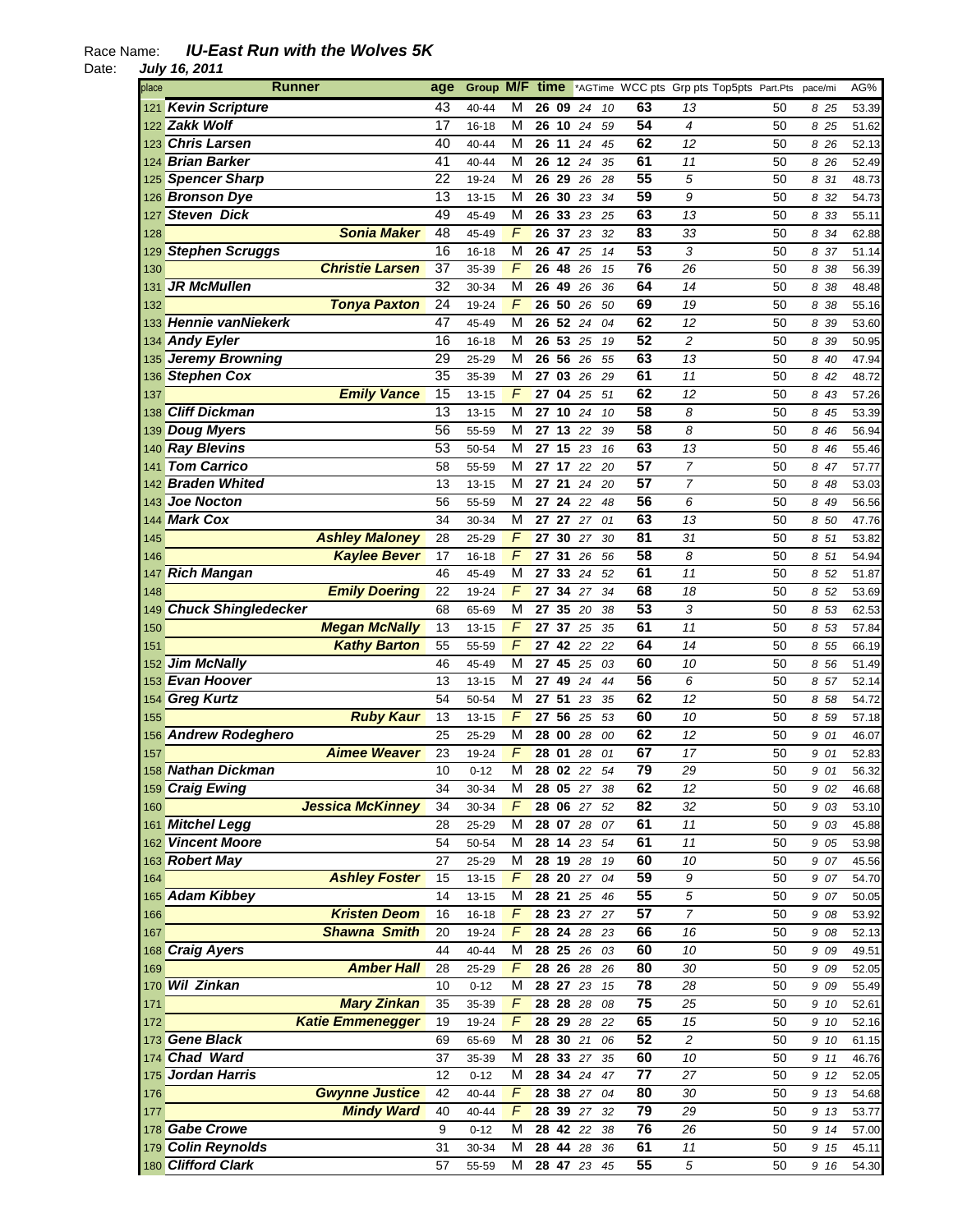Race Name: ***IU-East Run with the Wolves 5K***

Date: ***July 16, 2011***

| place | Runner | age | Group | M/F | time | | *AGTime | | WCC pts | Grp pts | Top5pts | Part.Pts | pace/mi | | AG% |
|---|---|---|---|---|---|---|---|---|---|---|---|---|---|---|---|
| 121 | **Kevin Scripture** | 43 | 40-44 | M | 26 | 09 | 24 | 10 | 63 | 13 | | 50 | 8 | 25 | 53.39 |
| 122 | **Zakk Wolf** | 17 | 16-18 | M | 26 | 10 | 24 | 59 | 54 | 4 | | 50 | 8 | 25 | 51.62 |
| 123 | **Chris Larsen** | 40 | 40-44 | M | 26 | 11 | 24 | 45 | 62 | 12 | | 50 | 8 | 26 | 52.13 |
| 124 | **Brian Barker** | 41 | 40-44 | M | 26 | 12 | 24 | 35 | 61 | 11 | | 50 | 8 | 26 | 52.49 |
| 125 | **Spencer Sharp** | 22 | 19-24 | M | 26 | 29 | 26 | 28 | 55 | 5 | | 50 | 8 | 31 | 48.73 |
| 126 | **Bronson Dye** | 13 | 13-15 | M | 26 | 30 | 23 | 34 | 59 | 9 | | 50 | 8 | 32 | 54.73 |
| 127 | **Steven Dick** | 49 | 45-49 | M | 26 | 33 | 23 | 25 | 63 | 13 | | 50 | 8 | 33 | 55.11 |
| 128 | **Sonia Maker** | 48 | 45-49 | F | 26 | 37 | 23 | 32 | 83 | 33 | | 50 | 8 | 34 | 62.88 |
| 129 | **Stephen Scruggs** | 16 | 16-18 | M | 26 | 47 | 25 | 14 | 53 | 3 | | 50 | 8 | 37 | 51.14 |
| 130 | **Christie Larsen** | 37 | 35-39 | F | 26 | 48 | 26 | 15 | 76 | 26 | | 50 | 8 | 38 | 56.39 |
| 131 | **JR McMullen** | 32 | 30-34 | M | 26 | 49 | 26 | 36 | 64 | 14 | | 50 | 8 | 38 | 48.48 |
| 132 | **Tonya Paxton** | 24 | 19-24 | F | 26 | 50 | 26 | 50 | 69 | 19 | | 50 | 8 | 38 | 55.16 |
| 133 | **Hennie vanNiekerk** | 47 | 45-49 | M | 26 | 52 | 24 | 04 | 62 | 12 | | 50 | 8 | 39 | 53.60 |
| 134 | **Andy Eyler** | 16 | 16-18 | M | 26 | 53 | 25 | 19 | 52 | 2 | | 50 | 8 | 39 | 50.95 |
| 135 | **Jeremy Browning** | 29 | 25-29 | M | 26 | 56 | 26 | 55 | 63 | 13 | | 50 | 8 | 40 | 47.94 |
| 136 | **Stephen Cox** | 35 | 35-39 | M | 27 | 03 | 26 | 29 | 61 | 11 | | 50 | 8 | 42 | 48.72 |
| 137 | **Emily Vance** | 15 | 13-15 | F | 27 | 04 | 25 | 51 | 62 | 12 | | 50 | 8 | 43 | 57.26 |
| 138 | **Cliff Dickman** | 13 | 13-15 | M | 27 | 10 | 24 | 10 | 58 | 8 | | 50 | 8 | 45 | 53.39 |
| 139 | **Doug Myers** | 56 | 55-59 | M | 27 | 13 | 22 | 39 | 58 | 8 | | 50 | 8 | 46 | 56.94 |
| 140 | **Ray Blevins** | 53 | 50-54 | M | 27 | 15 | 23 | 16 | 63 | 13 | | 50 | 8 | 46 | 55.46 |
| 141 | **Tom Carrico** | 58 | 55-59 | M | 27 | 17 | 22 | 20 | 57 | 7 | | 50 | 8 | 47 | 57.77 |
| 142 | **Braden Whited** | 13 | 13-15 | M | 27 | 21 | 24 | 20 | 57 | 7 | | 50 | 8 | 48 | 53.03 |
| 143 | **Joe Nocton** | 56 | 55-59 | M | 27 | 24 | 22 | 48 | 56 | 6 | | 50 | 8 | 49 | 56.56 |
| 144 | **Mark Cox** | 34 | 30-34 | M | 27 | 27 | 27 | 01 | 63 | 13 | | 50 | 8 | 50 | 47.76 |
| 145 | **Ashley Maloney** | 28 | 25-29 | F | 27 | 30 | 27 | 30 | 81 | 31 | | 50 | 8 | 51 | 53.82 |
| 146 | **Kaylee Bever** | 17 | 16-18 | F | 27 | 31 | 26 | 56 | 58 | 8 | | 50 | 8 | 51 | 54.94 |
| 147 | **Rich Mangan** | 46 | 45-49 | M | 27 | 33 | 24 | 52 | 61 | 11 | | 50 | 8 | 52 | 51.87 |
| 148 | **Emily Doering** | 22 | 19-24 | F | 27 | 34 | 27 | 34 | 68 | 18 | | 50 | 8 | 52 | 53.69 |
| 149 | **Chuck Shingledecker** | 68 | 65-69 | M | 27 | 35 | 20 | 38 | 53 | 3 | | 50 | 8 | 53 | 62.53 |
| 150 | **Megan McNally** | 13 | 13-15 | F | 27 | 37 | 25 | 35 | 61 | 11 | | 50 | 8 | 53 | 57.84 |
| 151 | **Kathy Barton** | 55 | 55-59 | F | 27 | 42 | 22 | 22 | 64 | 14 | | 50 | 8 | 55 | 66.19 |
| 152 | **Jim McNally** | 46 | 45-49 | M | 27 | 45 | 25 | 03 | 60 | 10 | | 50 | 8 | 56 | 51.49 |
| 153 | **Evan Hoover** | 13 | 13-15 | M | 27 | 49 | 24 | 44 | 56 | 6 | | 50 | 8 | 57 | 52.14 |
| 154 | **Greg Kurtz** | 54 | 50-54 | M | 27 | 51 | 23 | 35 | 62 | 12 | | 50 | 8 | 58 | 54.72 |
| 155 | **Ruby Kaur** | 13 | 13-15 | F | 27 | 56 | 25 | 53 | 60 | 10 | | 50 | 8 | 59 | 57.18 |
| 156 | **Andrew Rodeghero** | 25 | 25-29 | M | 28 | 00 | 28 | 00 | 62 | 12 | | 50 | 9 | 01 | 46.07 |
| 157 | **Aimee Weaver** | 23 | 19-24 | F | 28 | 01 | 28 | 01 | 67 | 17 | | 50 | 9 | 01 | 52.83 |
| 158 | **Nathan Dickman** | 10 | 0-12 | M | 28 | 02 | 22 | 54 | 79 | 29 | | 50 | 9 | 01 | 56.32 |
| 159 | **Craig Ewing** | 34 | 30-34 | M | 28 | 05 | 27 | 38 | 62 | 12 | | 50 | 9 | 02 | 46.68 |
| 160 | **Jessica McKinney** | 34 | 30-34 | F | 28 | 06 | 27 | 52 | 82 | 32 | | 50 | 9 | 03 | 53.10 |
| 161 | **Mitchel Legg** | 28 | 25-29 | M | 28 | 07 | 28 | 07 | 61 | 11 | | 50 | 9 | 03 | 45.88 |
| 162 | **Vincent Moore** | 54 | 50-54 | M | 28 | 14 | 23 | 54 | 61 | 11 | | 50 | 9 | 05 | 53.98 |
| 163 | **Robert May** | 27 | 25-29 | M | 28 | 19 | 28 | 19 | 60 | 10 | | 50 | 9 | 07 | 45.56 |
| 164 | **Ashley Foster** | 15 | 13-15 | F | 28 | 20 | 27 | 04 | 59 | 9 | | 50 | 9 | 07 | 54.70 |
| 165 | **Adam Kibbey** | 14 | 13-15 | M | 28 | 21 | 25 | 46 | 55 | 5 | | 50 | 9 | 07 | 50.05 |
| 166 | **Kristen Deom** | 16 | 16-18 | F | 28 | 23 | 27 | 27 | 57 | 7 | | 50 | 9 | 08 | 53.92 |
| 167 | **Shawna Smith** | 20 | 19-24 | F | 28 | 24 | 28 | 23 | 66 | 16 | | 50 | 9 | 08 | 52.13 |
| 168 | **Craig Ayers** | 44 | 40-44 | M | 28 | 25 | 26 | 03 | 60 | 10 | | 50 | 9 | 09 | 49.51 |
| 169 | **Amber Hall** | 28 | 25-29 | F | 28 | 26 | 28 | 26 | 80 | 30 | | 50 | 9 | 09 | 52.05 |
| 170 | **Wil Zinkan** | 10 | 0-12 | M | 28 | 27 | 23 | 15 | 78 | 28 | | 50 | 9 | 09 | 55.49 |
| 171 | **Mary Zinkan** | 35 | 35-39 | F | 28 | 28 | 28 | 08 | 75 | 25 | | 50 | 9 | 10 | 52.61 |
| 172 | **Katie Emmenegger** | 19 | 19-24 | F | 28 | 29 | 28 | 22 | 65 | 15 | | 50 | 9 | 10 | 52.16 |
| 173 | **Gene Black** | 69 | 65-69 | M | 28 | 30 | 21 | 06 | 52 | 2 | | 50 | 9 | 10 | 61.15 |
| 174 | **Chad Ward** | 37 | 35-39 | M | 28 | 33 | 27 | 35 | 60 | 10 | | 50 | 9 | 11 | 46.76 |
| 175 | **Jordan Harris** | 12 | 0-12 | M | 28 | 34 | 24 | 47 | 77 | 27 | | 50 | 9 | 12 | 52.05 |
| 176 | **Gwynne Justice** | 42 | 40-44 | F | 28 | 38 | 27 | 04 | 80 | 30 | | 50 | 9 | 13 | 54.68 |
| 177 | **Mindy Ward** | 40 | 40-44 | F | 28 | 39 | 27 | 32 | 79 | 29 | | 50 | 9 | 13 | 53.77 |
| 178 | **Gabe Crowe** | 9 | 0-12 | M | 28 | 42 | 22 | 38 | 76 | 26 | | 50 | 9 | 14 | 57.00 |
| 179 | **Colin Reynolds** | 31 | 30-34 | M | 28 | 44 | 28 | 36 | 61 | 11 | | 50 | 9 | 15 | 45.11 |
| 180 | **Clifford Clark** | 57 | 55-59 | M | 28 | 47 | 23 | 45 | 55 | 5 | | 50 | 9 | 16 | 54.30 |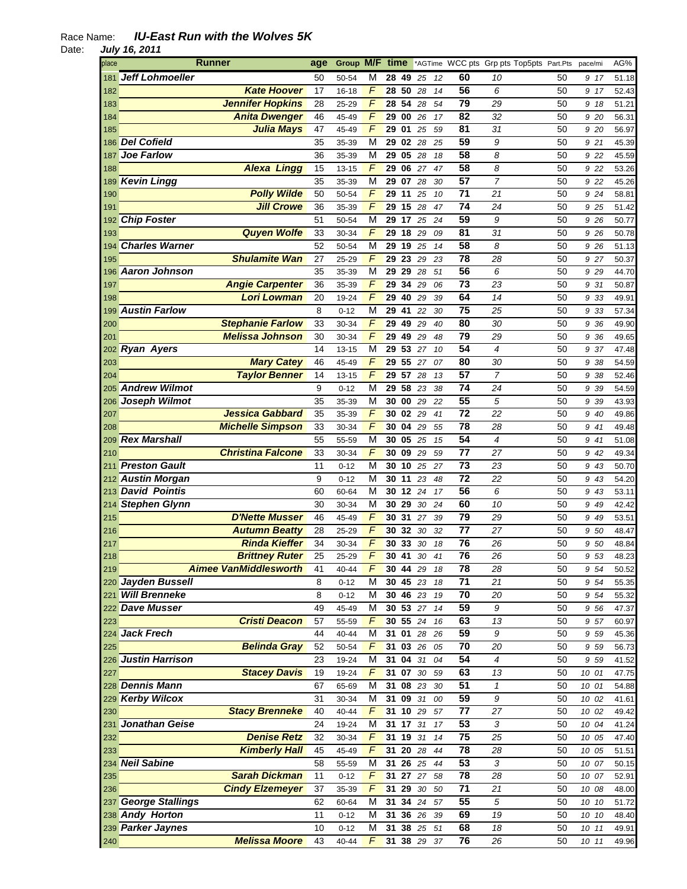Race Name: ***IU-East Run with the Wolves 5K***

Date: ***July 16, 2011***

| place | Runner | age | Group | M/F | time | *AGTime | WCC pts | Grp pts | Top5pts | Part.Pts | pace/mi | AG% |
|---|---|---|---|---|---|---|---|---|---|---|---|---|
| 181 | **Jeff Lohmoeller** | 50 | 50-54 | M | 28 49 | 25 12 | 60 | 10 | | 50 | 9 17 | 51.18 |
| 182 | **Kate Hoover** | 17 | 16-18 | F | 28 50 | 28 14 | 56 | 6 | | 50 | 9 17 | 52.43 |
| 183 | **Jennifer Hopkins** | 28 | 25-29 | F | 28 54 | 28 54 | 79 | 29 | | 50 | 9 18 | 51.21 |
| 184 | **Anita Dwenger** | 46 | 45-49 | F | 29 00 | 26 17 | 82 | 32 | | 50 | 9 20 | 56.31 |
| 185 | **Julia Mays** | 47 | 45-49 | F | 29 01 | 25 59 | 81 | 31 | | 50 | 9 20 | 56.97 |
| 186 | **Del Cofield** | 35 | 35-39 | M | 29 02 | 28 25 | 59 | 9 | | 50 | 9 21 | 45.39 |
| 187 | **Joe Farlow** | 36 | 35-39 | M | 29 05 | 28 18 | 58 | 8 | | 50 | 9 22 | 45.59 |
| 188 | **Alexa Lingg** | 15 | 13-15 | F | 29 06 | 27 47 | 58 | 8 | | 50 | 9 22 | 53.26 |
| 189 | **Kevin Lingg** | 35 | 35-39 | M | 29 07 | 28 30 | 57 | 7 | | 50 | 9 22 | 45.26 |
| 190 | **Polly Wilde** | 50 | 50-54 | F | 29 11 | 25 10 | 71 | 21 | | 50 | 9 24 | 58.81 |
| 191 | **Jill Crowe** | 36 | 35-39 | F | 29 15 | 28 47 | 74 | 24 | | 50 | 9 25 | 51.42 |
| 192 | **Chip Foster** | 51 | 50-54 | M | 29 17 | 25 24 | 59 | 9 | | 50 | 9 26 | 50.77 |
| 193 | **Quyen Wolfe** | 33 | 30-34 | F | 29 18 | 29 09 | 81 | 31 | | 50 | 9 26 | 50.78 |
| 194 | **Charles Warner** | 52 | 50-54 | M | 29 19 | 25 14 | 58 | 8 | | 50 | 9 26 | 51.13 |
| 195 | **Shulamite Wan** | 27 | 25-29 | F | 29 23 | 29 23 | 78 | 28 | | 50 | 9 27 | 50.37 |
| 196 | **Aaron Johnson** | 35 | 35-39 | M | 29 29 | 28 51 | 56 | 6 | | 50 | 9 29 | 44.70 |
| 197 | **Angie Carpenter** | 36 | 35-39 | F | 29 34 | 29 06 | 73 | 23 | | 50 | 9 31 | 50.87 |
| 198 | **Lori Lowman** | 20 | 19-24 | F | 29 40 | 29 39 | 64 | 14 | | 50 | 9 33 | 49.91 |
| 199 | **Austin Farlow** | 8 | 0-12 | M | 29 41 | 22 30 | 75 | 25 | | 50 | 9 33 | 57.34 |
| 200 | **Stephanie Farlow** | 33 | 30-34 | F | 29 49 | 29 40 | 80 | 30 | | 50 | 9 36 | 49.90 |
| 201 | **Melissa Johnson** | 30 | 30-34 | F | 29 49 | 29 48 | 79 | 29 | | 50 | 9 36 | 49.65 |
| 202 | **Ryan Ayers** | 14 | 13-15 | M | 29 53 | 27 10 | 54 | 4 | | 50 | 9 37 | 47.48 |
| 203 | **Mary Catey** | 46 | 45-49 | F | 29 55 | 27 07 | 80 | 30 | | 50 | 9 38 | 54.59 |
| 204 | **Taylor Benner** | 14 | 13-15 | F | 29 57 | 28 13 | 57 | 7 | | 50 | 9 38 | 52.46 |
| 205 | **Andrew Wilmot** | 9 | 0-12 | M | 29 58 | 23 38 | 74 | 24 | | 50 | 9 39 | 54.59 |
| 206 | **Joseph Wilmot** | 35 | 35-39 | M | 30 00 | 29 22 | 55 | 5 | | 50 | 9 39 | 43.93 |
| 207 | **Jessica Gabbard** | 35 | 35-39 | F | 30 02 | 29 41 | 72 | 22 | | 50 | 9 40 | 49.86 |
| 208 | **Michelle Simpson** | 33 | 30-34 | F | 30 04 | 29 55 | 78 | 28 | | 50 | 9 41 | 49.48 |
| 209 | **Rex Marshall** | 55 | 55-59 | M | 30 05 | 25 15 | 54 | 4 | | 50 | 9 41 | 51.08 |
| 210 | **Christina Falcone** | 33 | 30-34 | F | 30 09 | 29 59 | 77 | 27 | | 50 | 9 42 | 49.34 |
| 211 | **Preston Gault** | 11 | 0-12 | M | 30 10 | 25 27 | 73 | 23 | | 50 | 9 43 | 50.70 |
| 212 | **Austin Morgan** | 9 | 0-12 | M | 30 11 | 23 48 | 72 | 22 | | 50 | 9 43 | 54.20 |
| 213 | **David Pointis** | 60 | 60-64 | M | 30 12 | 24 17 | 56 | 6 | | 50 | 9 43 | 53.11 |
| 214 | **Stephen Glynn** | 30 | 30-34 | M | 30 29 | 30 24 | 60 | 10 | | 50 | 9 49 | 42.42 |
| 215 | **D'Nette Musser** | 46 | 45-49 | F | 30 31 | 27 39 | 79 | 29 | | 50 | 9 49 | 53.51 |
| 216 | **Autumn Beatty** | 28 | 25-29 | F | 30 32 | 30 32 | 77 | 27 | | 50 | 9 50 | 48.47 |
| 217 | **Rinda Kieffer** | 34 | 30-34 | F | 30 33 | 30 18 | 76 | 26 | | 50 | 9 50 | 48.84 |
| 218 | **Brittney Ruter** | 25 | 25-29 | F | 30 41 | 30 41 | 76 | 26 | | 50 | 9 53 | 48.23 |
| 219 | **Aimee VanMiddlesworth** | 41 | 40-44 | F | 30 44 | 29 18 | 78 | 28 | | 50 | 9 54 | 50.52 |
| 220 | **Jayden Bussell** | 8 | 0-12 | M | 30 45 | 23 18 | 71 | 21 | | 50 | 9 54 | 55.35 |
| 221 | **Will Brenneke** | 8 | 0-12 | M | 30 46 | 23 19 | 70 | 20 | | 50 | 9 54 | 55.32 |
| 222 | **Dave Musser** | 49 | 45-49 | M | 30 53 | 27 14 | 59 | 9 | | 50 | 9 56 | 47.37 |
| 223 | **Cristi Deacon** | 57 | 55-59 | F | 30 55 | 24 16 | 63 | 13 | | 50 | 9 57 | 60.97 |
| 224 | **Jack Frech** | 44 | 40-44 | M | 31 01 | 28 26 | 59 | 9 | | 50 | 9 59 | 45.36 |
| 225 | **Belinda Gray** | 52 | 50-54 | F | 31 03 | 26 05 | 70 | 20 | | 50 | 9 59 | 56.73 |
| 226 | **Justin Harrison** | 23 | 19-24 | M | 31 04 | 31 04 | 54 | 4 | | 50 | 9 59 | 41.52 |
| 227 | **Stacey Davis** | 19 | 19-24 | F | 31 07 | 30 59 | 63 | 13 | | 50 | 10 01 | 47.75 |
| 228 | **Dennis Mann** | 67 | 65-69 | M | 31 08 | 23 30 | 51 | 1 | | 50 | 10 01 | 54.88 |
| 229 | **Kerby Wilcox** | 31 | 30-34 | M | 31 09 | 31 00 | 59 | 9 | | 50 | 10 02 | 41.61 |
| 230 | **Stacy Brenneke** | 40 | 40-44 | F | 31 10 | 29 57 | 77 | 27 | | 50 | 10 02 | 49.42 |
| 231 | **Jonathan Geise** | 24 | 19-24 | M | 31 17 | 31 17 | 53 | 3 | | 50 | 10 04 | 41.24 |
| 232 | **Denise Retz** | 32 | 30-34 | F | 31 19 | 31 14 | 75 | 25 | | 50 | 10 05 | 47.40 |
| 233 | **Kimberly Hall** | 45 | 45-49 | F | 31 20 | 28 44 | 78 | 28 | | 50 | 10 05 | 51.51 |
| 234 | **Neil Sabine** | 58 | 55-59 | M | 31 26 | 25 44 | 53 | 3 | | 50 | 10 07 | 50.15 |
| 235 | **Sarah Dickman** | 11 | 0-12 | F | 31 27 | 27 58 | 78 | 28 | | 50 | 10 07 | 52.91 |
| 236 | **Cindy Elzemeyer** | 37 | 35-39 | F | 31 29 | 30 50 | 71 | 21 | | 50 | 10 08 | 48.00 |
| 237 | **George Stallings** | 62 | 60-64 | M | 31 34 | 24 57 | 55 | 5 | | 50 | 10 10 | 51.72 |
| 238 | **Andy Horton** | 11 | 0-12 | M | 31 36 | 26 39 | 69 | 19 | | 50 | 10 10 | 48.40 |
| 239 | **Parker Jaynes** | 10 | 0-12 | M | 31 38 | 25 51 | 68 | 18 | | 50 | 10 11 | 49.91 |
| 240 | **Melissa Moore** | 43 | 40-44 | F | 31 38 | 29 37 | 76 | 26 | | 50 | 10 11 | 49.96 |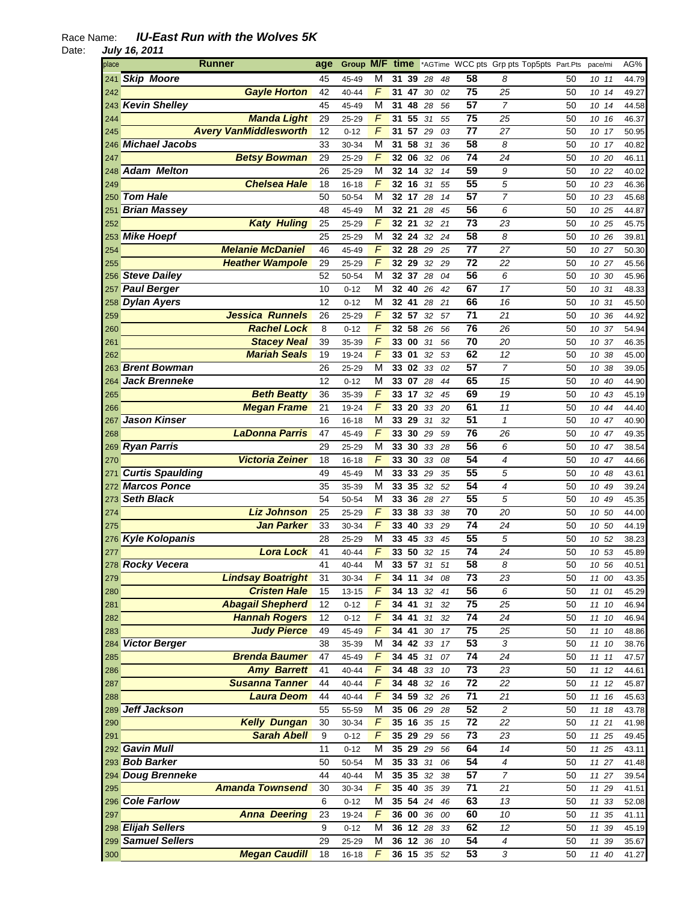Race Name: ***IU-East Run with the Wolves 5K***

Date: ***July 16, 2011***

| place | Runner | age | Group | M/F | time | *AGTime | WCC pts | Grp pts | Top5pts | Part.Pts | pace/mi | AG% |
|---|---|---|---|---|---|---|---|---|---|---|---|---|
| 241 | **Skip Moore** | 45 | 45-49 | M | 31 39 | 28 48 | 58 | 8 | | 50 | 10 11 | 44.79 |
| 242 | **Gayle Horton** | 42 | 40-44 | F | 31 47 | 30 02 | 75 | 25 | | 50 | 10 14 | 49.27 |
| 243 | **Kevin Shelley** | 45 | 45-49 | M | 31 48 | 28 56 | 57 | 7 | | 50 | 10 14 | 44.58 |
| 244 | **Manda Light** | 29 | 25-29 | F | 31 55 | 31 55 | 75 | 25 | | 50 | 10 16 | 46.37 |
| 245 | **Avery VanMiddlesworth** | 12 | 0-12 | F | 31 57 | 29 03 | 77 | 27 | | 50 | 10 17 | 50.95 |
| 246 | **Michael Jacobs** | 33 | 30-34 | M | 31 58 | 31 36 | 58 | 8 | | 50 | 10 17 | 40.82 |
| 247 | **Betsy Bowman** | 29 | 25-29 | F | 32 06 | 32 06 | 74 | 24 | | 50 | 10 20 | 46.11 |
| 248 | **Adam Melton** | 26 | 25-29 | M | 32 14 | 32 14 | 59 | 9 | | 50 | 10 22 | 40.02 |
| 249 | **Chelsea Hale** | 18 | 16-18 | F | 32 16 | 31 55 | 55 | 5 | | 50 | 10 23 | 46.36 |
| 250 | **Tom Hale** | 50 | 50-54 | M | 32 17 | 28 14 | 57 | 7 | | 50 | 10 23 | 45.68 |
| 251 | **Brian Massey** | 48 | 45-49 | M | 32 21 | 28 45 | 56 | 6 | | 50 | 10 25 | 44.87 |
| 252 | **Katy Huling** | 25 | 25-29 | F | 32 21 | 32 21 | 73 | 23 | | 50 | 10 25 | 45.75 |
| 253 | **Mike Hoepf** | 25 | 25-29 | M | 32 24 | 32 24 | 58 | 8 | | 50 | 10 26 | 39.81 |
| 254 | **Melanie McDaniel** | 46 | 45-49 | F | 32 28 | 29 25 | 77 | 27 | | 50 | 10 27 | 50.30 |
| 255 | **Heather Wampole** | 29 | 25-29 | F | 32 29 | 32 29 | 72 | 22 | | 50 | 10 27 | 45.56 |
| 256 | **Steve Dailey** | 52 | 50-54 | M | 32 37 | 28 04 | 56 | 6 | | 50 | 10 30 | 45.96 |
| 257 | **Paul Berger** | 10 | 0-12 | M | 32 40 | 26 42 | 67 | 17 | | 50 | 10 31 | 48.33 |
| 258 | **Dylan Ayers** | 12 | 0-12 | M | 32 41 | 28 21 | 66 | 16 | | 50 | 10 31 | 45.50 |
| 259 | **Jessica Runnels** | 26 | 25-29 | F | 32 57 | 32 57 | 71 | 21 | | 50 | 10 36 | 44.92 |
| 260 | **Rachel Lock** | 8 | 0-12 | F | 32 58 | 26 56 | 76 | 26 | | 50 | 10 37 | 54.94 |
| 261 | **Stacey Neal** | 39 | 35-39 | F | 33 00 | 31 56 | 70 | 20 | | 50 | 10 37 | 46.35 |
| 262 | **Mariah Seals** | 19 | 19-24 | F | 33 01 | 32 53 | 62 | 12 | | 50 | 10 38 | 45.00 |
| 263 | **Brent Bowman** | 26 | 25-29 | M | 33 02 | 33 02 | 57 | 7 | | 50 | 10 38 | 39.05 |
| 264 | **Jack Brenneke** | 12 | 0-12 | M | 33 07 | 28 44 | 65 | 15 | | 50 | 10 40 | 44.90 |
| 265 | **Beth Beatty** | 36 | 35-39 | F | 33 17 | 32 45 | 69 | 19 | | 50 | 10 43 | 45.19 |
| 266 | **Megan Frame** | 21 | 19-24 | F | 33 20 | 33 20 | 61 | 11 | | 50 | 10 44 | 44.40 |
| 267 | **Jason Kinser** | 16 | 16-18 | M | 33 29 | 31 32 | 51 | 1 | | 50 | 10 47 | 40.90 |
| 268 | **LaDonna Parris** | 47 | 45-49 | F | 33 30 | 29 59 | 76 | 26 | | 50 | 10 47 | 49.35 |
| 269 | **Ryan Parris** | 29 | 25-29 | M | 33 30 | 33 28 | 56 | 6 | | 50 | 10 47 | 38.54 |
| 270 | **Victoria Zeiner** | 18 | 16-18 | F | 33 30 | 33 08 | 54 | 4 | | 50 | 10 47 | 44.66 |
| 271 | **Curtis Spaulding** | 49 | 45-49 | M | 33 33 | 29 35 | 55 | 5 | | 50 | 10 48 | 43.61 |
| 272 | **Marcos Ponce** | 35 | 35-39 | M | 33 35 | 32 52 | 54 | 4 | | 50 | 10 49 | 39.24 |
| 273 | **Seth Black** | 54 | 50-54 | M | 33 36 | 28 27 | 55 | 5 | | 50 | 10 49 | 45.35 |
| 274 | **Liz Johnson** | 25 | 25-29 | F | 33 38 | 33 38 | 70 | 20 | | 50 | 10 50 | 44.00 |
| 275 | **Jan Parker** | 33 | 30-34 | F | 33 40 | 33 29 | 74 | 24 | | 50 | 10 50 | 44.19 |
| 276 | **Kyle Kolopanis** | 28 | 25-29 | M | 33 45 | 33 45 | 55 | 5 | | 50 | 10 52 | 38.23 |
| 277 | **Lora Lock** | 41 | 40-44 | F | 33 50 | 32 15 | 74 | 24 | | 50 | 10 53 | 45.89 |
| 278 | **Rocky Vecera** | 41 | 40-44 | M | 33 57 | 31 51 | 58 | 8 | | 50 | 10 56 | 40.51 |
| 279 | **Lindsay Boatright** | 31 | 30-34 | F | 34 11 | 34 08 | 73 | 23 | | 50 | 11 00 | 43.35 |
| 280 | **Cristen Hale** | 15 | 13-15 | F | 34 13 | 32 41 | 56 | 6 | | 50 | 11 01 | 45.29 |
| 281 | **Abagail Shepherd** | 12 | 0-12 | F | 34 41 | 31 32 | 75 | 25 | | 50 | 11 10 | 46.94 |
| 282 | **Hannah Rogers** | 12 | 0-12 | F | 34 41 | 31 32 | 74 | 24 | | 50 | 11 10 | 46.94 |
| 283 | **Judy Pierce** | 49 | 45-49 | F | 34 41 | 30 17 | 75 | 25 | | 50 | 11 10 | 48.86 |
| 284 | **Victor Berger** | 38 | 35-39 | M | 34 42 | 33 17 | 53 | 3 | | 50 | 11 10 | 38.76 |
| 285 | **Brenda Baumer** | 47 | 45-49 | F | 34 45 | 31 07 | 74 | 24 | | 50 | 11 11 | 47.57 |
| 286 | **Amy Barrett** | 41 | 40-44 | F | 34 48 | 33 10 | 73 | 23 | | 50 | 11 12 | 44.61 |
| 287 | **Susanna Tanner** | 44 | 40-44 | F | 34 48 | 32 16 | 72 | 22 | | 50 | 11 12 | 45.87 |
| 288 | **Laura Deom** | 44 | 40-44 | F | 34 59 | 32 26 | 71 | 21 | | 50 | 11 16 | 45.63 |
| 289 | **Jeff Jackson** | 55 | 55-59 | M | 35 06 | 29 28 | 52 | 2 | | 50 | 11 18 | 43.78 |
| 290 | **Kelly Dungan** | 30 | 30-34 | F | 35 16 | 35 15 | 72 | 22 | | 50 | 11 21 | 41.98 |
| 291 | **Sarah Abell** | 9 | 0-12 | F | 35 29 | 29 56 | 73 | 23 | | 50 | 11 25 | 49.45 |
| 292 | **Gavin Mull** | 11 | 0-12 | M | 35 29 | 29 56 | 64 | 14 | | 50 | 11 25 | 43.11 |
| 293 | **Bob Barker** | 50 | 50-54 | M | 35 33 | 31 06 | 54 | 4 | | 50 | 11 27 | 41.48 |
| 294 | **Doug Brenneke** | 44 | 40-44 | M | 35 35 | 32 38 | 57 | 7 | | 50 | 11 27 | 39.54 |
| 295 | **Amanda Townsend** | 30 | 30-34 | F | 35 40 | 35 39 | 71 | 21 | | 50 | 11 29 | 41.51 |
| 296 | **Cole Farlow** | 6 | 0-12 | M | 35 54 | 24 46 | 63 | 13 | | 50 | 11 33 | 52.08 |
| 297 | **Anna Deering** | 23 | 19-24 | F | 36 00 | 36 00 | 60 | 10 | | 50 | 11 35 | 41.11 |
| 298 | **Elijah Sellers** | 9 | 0-12 | M | 36 12 | 28 33 | 62 | 12 | | 50 | 11 39 | 45.19 |
| 299 | **Samuel Sellers** | 29 | 25-29 | M | 36 12 | 36 10 | 54 | 4 | | 50 | 11 39 | 35.67 |
| 300 | **Megan Caudill** | 18 | 16-18 | F | 36 15 | 35 52 | 53 | 3 | | 50 | 11 40 | 41.27 |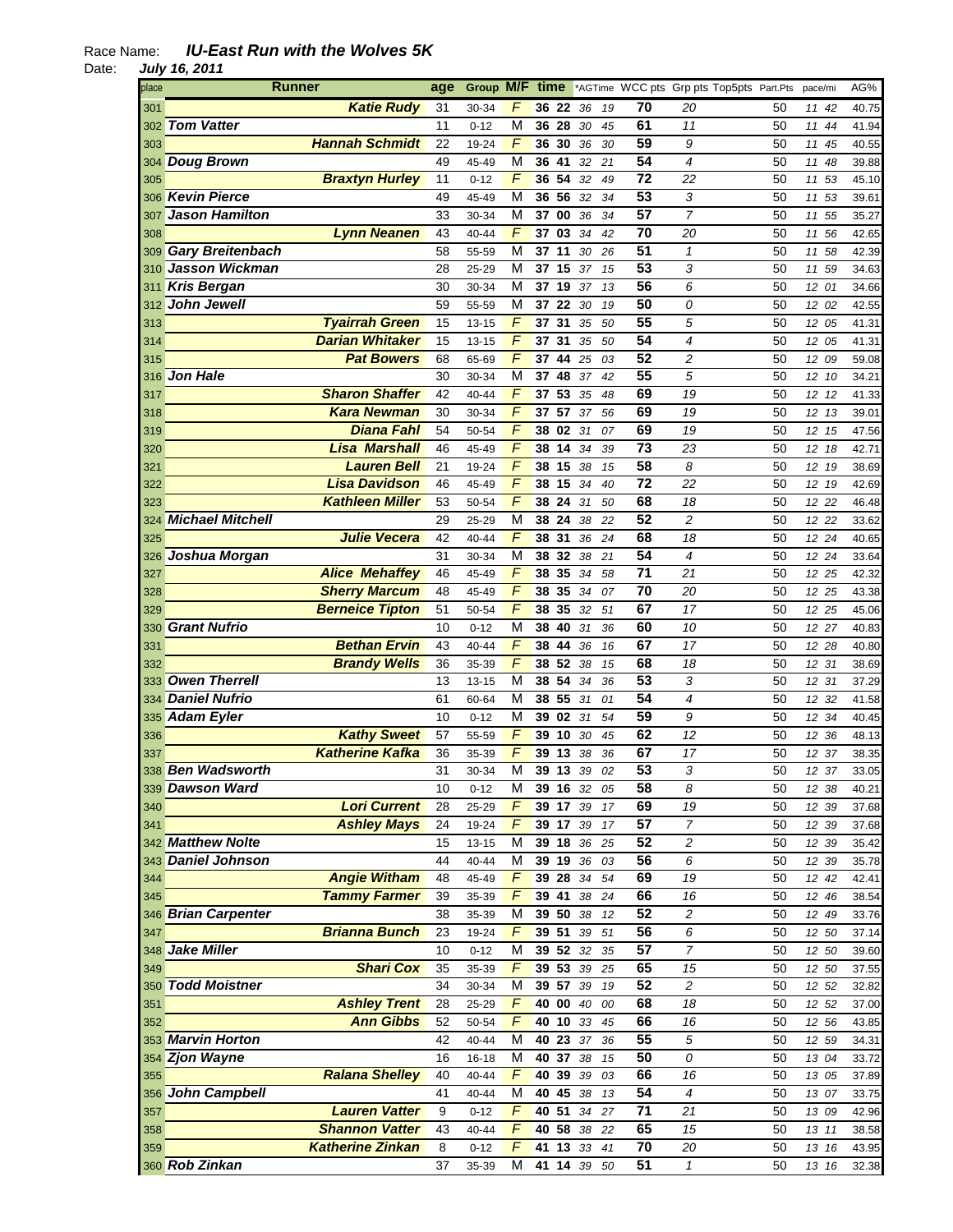Race Name: ***IU-East Run with the Wolves 5K***

Date: ***July 16, 2011***

| place | Runner | age | Group | M/F | time | *AGTime | WCC pts | Grp pts | Top5pts | Part.Pts | pace/mi | AG% |
|---|---|---|---|---|---|---|---|---|---|---|---|---|
| 301 | Katie Rudy | 31 | 30-34 | F | 36 22 | 36 19 | 70 | 20 | | 50 | 11 42 | 40.75 |
| 302 | Tom Vatter | 11 | 0-12 | M | 36 28 | 30 45 | 61 | 11 | | 50 | 11 44 | 41.94 |
| 303 | Hannah Schmidt | 22 | 19-24 | F | 36 30 | 36 30 | 59 | 9 | | 50 | 11 45 | 40.55 |
| 304 | Doug Brown | 49 | 45-49 | M | 36 41 | 32 21 | 54 | 4 | | 50 | 11 48 | 39.88 |
| 305 | Braxtyn Hurley | 11 | 0-12 | F | 36 54 | 32 49 | 72 | 22 | | 50 | 11 53 | 45.10 |
| 306 | Kevin Pierce | 49 | 45-49 | M | 36 56 | 32 34 | 53 | 3 | | 50 | 11 53 | 39.61 |
| 307 | Jason Hamilton | 33 | 30-34 | M | 37 00 | 36 34 | 57 | 7 | | 50 | 11 55 | 35.27 |
| 308 | Lynn Neanen | 43 | 40-44 | F | 37 03 | 34 42 | 70 | 20 | | 50 | 11 56 | 42.65 |
| 309 | Gary Breitenbach | 58 | 55-59 | M | 37 11 | 30 26 | 51 | 1 | | 50 | 11 58 | 42.39 |
| 310 | Jasson Wickman | 28 | 25-29 | M | 37 15 | 37 15 | 53 | 3 | | 50 | 11 59 | 34.63 |
| 311 | Kris Bergan | 30 | 30-34 | M | 37 19 | 37 13 | 56 | 6 | | 50 | 12 01 | 34.66 |
| 312 | John Jewell | 59 | 55-59 | M | 37 22 | 30 19 | 50 | 0 | | 50 | 12 02 | 42.55 |
| 313 | Tyairrah Green | 15 | 13-15 | F | 37 31 | 35 50 | 55 | 5 | | 50 | 12 05 | 41.31 |
| 314 | Darian Whitaker | 15 | 13-15 | F | 37 31 | 35 50 | 54 | 4 | | 50 | 12 05 | 41.31 |
| 315 | Pat Bowers | 68 | 65-69 | F | 37 44 | 25 03 | 52 | 2 | | 50 | 12 09 | 59.08 |
| 316 | Jon Hale | 30 | 30-34 | M | 37 48 | 37 42 | 55 | 5 | | 50 | 12 10 | 34.21 |
| 317 | Sharon Shaffer | 42 | 40-44 | F | 37 53 | 35 48 | 69 | 19 | | 50 | 12 12 | 41.33 |
| 318 | Kara Newman | 30 | 30-34 | F | 37 57 | 37 56 | 69 | 19 | | 50 | 12 13 | 39.01 |
| 319 | Diana Fahl | 54 | 50-54 | F | 38 02 | 31 07 | 69 | 19 | | 50 | 12 15 | 47.56 |
| 320 | Lisa Marshall | 46 | 45-49 | F | 38 14 | 34 39 | 73 | 23 | | 50 | 12 18 | 42.71 |
| 321 | Lauren Bell | 21 | 19-24 | F | 38 15 | 38 15 | 58 | 8 | | 50 | 12 19 | 38.69 |
| 322 | Lisa Davidson | 46 | 45-49 | F | 38 15 | 34 40 | 72 | 22 | | 50 | 12 19 | 42.69 |
| 323 | Kathleen Miller | 53 | 50-54 | F | 38 24 | 31 50 | 68 | 18 | | 50 | 12 22 | 46.48 |
| 324 | Michael Mitchell | 29 | 25-29 | M | 38 24 | 38 22 | 52 | 2 | | 50 | 12 22 | 33.62 |
| 325 | Julie Vecera | 42 | 40-44 | F | 38 31 | 36 24 | 68 | 18 | | 50 | 12 24 | 40.65 |
| 326 | Joshua Morgan | 31 | 30-34 | M | 38 32 | 38 21 | 54 | 4 | | 50 | 12 24 | 33.64 |
| 327 | Alice Mehaffey | 46 | 45-49 | F | 38 35 | 34 58 | 71 | 21 | | 50 | 12 25 | 42.32 |
| 328 | Sherry Marcum | 48 | 45-49 | F | 38 35 | 34 07 | 70 | 20 | | 50 | 12 25 | 43.38 |
| 329 | Berneice Tipton | 51 | 50-54 | F | 38 35 | 32 51 | 67 | 17 | | 50 | 12 25 | 45.06 |
| 330 | Grant Nufrio | 10 | 0-12 | M | 38 40 | 31 36 | 60 | 10 | | 50 | 12 27 | 40.83 |
| 331 | Bethan Ervin | 43 | 40-44 | F | 38 44 | 36 16 | 67 | 17 | | 50 | 12 28 | 40.80 |
| 332 | Brandy Wells | 36 | 35-39 | F | 38 52 | 38 15 | 68 | 18 | | 50 | 12 31 | 38.69 |
| 333 | Owen Therrell | 13 | 13-15 | M | 38 54 | 34 36 | 53 | 3 | | 50 | 12 31 | 37.29 |
| 334 | Daniel Nufrio | 61 | 60-64 | M | 38 55 | 31 01 | 54 | 4 | | 50 | 12 32 | 41.58 |
| 335 | Adam Eyler | 10 | 0-12 | M | 39 02 | 31 54 | 59 | 9 | | 50 | 12 34 | 40.45 |
| 336 | Kathy Sweet | 57 | 55-59 | F | 39 10 | 30 45 | 62 | 12 | | 50 | 12 36 | 48.13 |
| 337 | Katherine Kafka | 36 | 35-39 | F | 39 13 | 38 36 | 67 | 17 | | 50 | 12 37 | 38.35 |
| 338 | Ben Wadsworth | 31 | 30-34 | M | 39 13 | 39 02 | 53 | 3 | | 50 | 12 37 | 33.05 |
| 339 | Dawson Ward | 10 | 0-12 | M | 39 16 | 32 05 | 58 | 8 | | 50 | 12 38 | 40.21 |
| 340 | Lori Current | 28 | 25-29 | F | 39 17 | 39 17 | 69 | 19 | | 50 | 12 39 | 37.68 |
| 341 | Ashley Mays | 24 | 19-24 | F | 39 17 | 39 17 | 57 | 7 | | 50 | 12 39 | 37.68 |
| 342 | Matthew Nolte | 15 | 13-15 | M | 39 18 | 36 25 | 52 | 2 | | 50 | 12 39 | 35.42 |
| 343 | Daniel Johnson | 44 | 40-44 | M | 39 19 | 36 03 | 56 | 6 | | 50 | 12 39 | 35.78 |
| 344 | Angie Witham | 48 | 45-49 | F | 39 28 | 34 54 | 69 | 19 | | 50 | 12 42 | 42.41 |
| 345 | Tammy Farmer | 39 | 35-39 | F | 39 41 | 38 24 | 66 | 16 | | 50 | 12 46 | 38.54 |
| 346 | Brian Carpenter | 38 | 35-39 | M | 39 50 | 38 12 | 52 | 2 | | 50 | 12 49 | 33.76 |
| 347 | Brianna Bunch | 23 | 19-24 | F | 39 51 | 39 51 | 56 | 6 | | 50 | 12 50 | 37.14 |
| 348 | Jake Miller | 10 | 0-12 | M | 39 52 | 32 35 | 57 | 7 | | 50 | 12 50 | 39.60 |
| 349 | Shari Cox | 35 | 35-39 | F | 39 53 | 39 25 | 65 | 15 | | 50 | 12 50 | 37.55 |
| 350 | Todd Moistner | 34 | 30-34 | M | 39 57 | 39 19 | 52 | 2 | | 50 | 12 52 | 32.82 |
| 351 | Ashley Trent | 28 | 25-29 | F | 40 00 | 40 00 | 68 | 18 | | 50 | 12 52 | 37.00 |
| 352 | Ann Gibbs | 52 | 50-54 | F | 40 10 | 33 45 | 66 | 16 | | 50 | 12 56 | 43.85 |
| 353 | Marvin Horton | 42 | 40-44 | M | 40 23 | 37 36 | 55 | 5 | | 50 | 12 59 | 34.31 |
| 354 | Zjon Wayne | 16 | 16-18 | M | 40 37 | 38 15 | 50 | 0 | | 50 | 13 04 | 33.72 |
| 355 | Ralana Shelley | 40 | 40-44 | F | 40 39 | 39 03 | 66 | 16 | | 50 | 13 05 | 37.89 |
| 356 | John Campbell | 41 | 40-44 | M | 40 45 | 38 13 | 54 | 4 | | 50 | 13 07 | 33.75 |
| 357 | Lauren Vatter | 9 | 0-12 | F | 40 51 | 34 27 | 71 | 21 | | 50 | 13 09 | 42.96 |
| 358 | Shannon Vatter | 43 | 40-44 | F | 40 58 | 38 22 | 65 | 15 | | 50 | 13 11 | 38.58 |
| 359 | Katherine Zinkan | 8 | 0-12 | F | 41 13 | 33 41 | 70 | 20 | | 50 | 13 16 | 43.95 |
| 360 | Rob Zinkan | 37 | 35-39 | M | 41 14 | 39 50 | 51 | 1 | | 50 | 13 16 | 32.38 |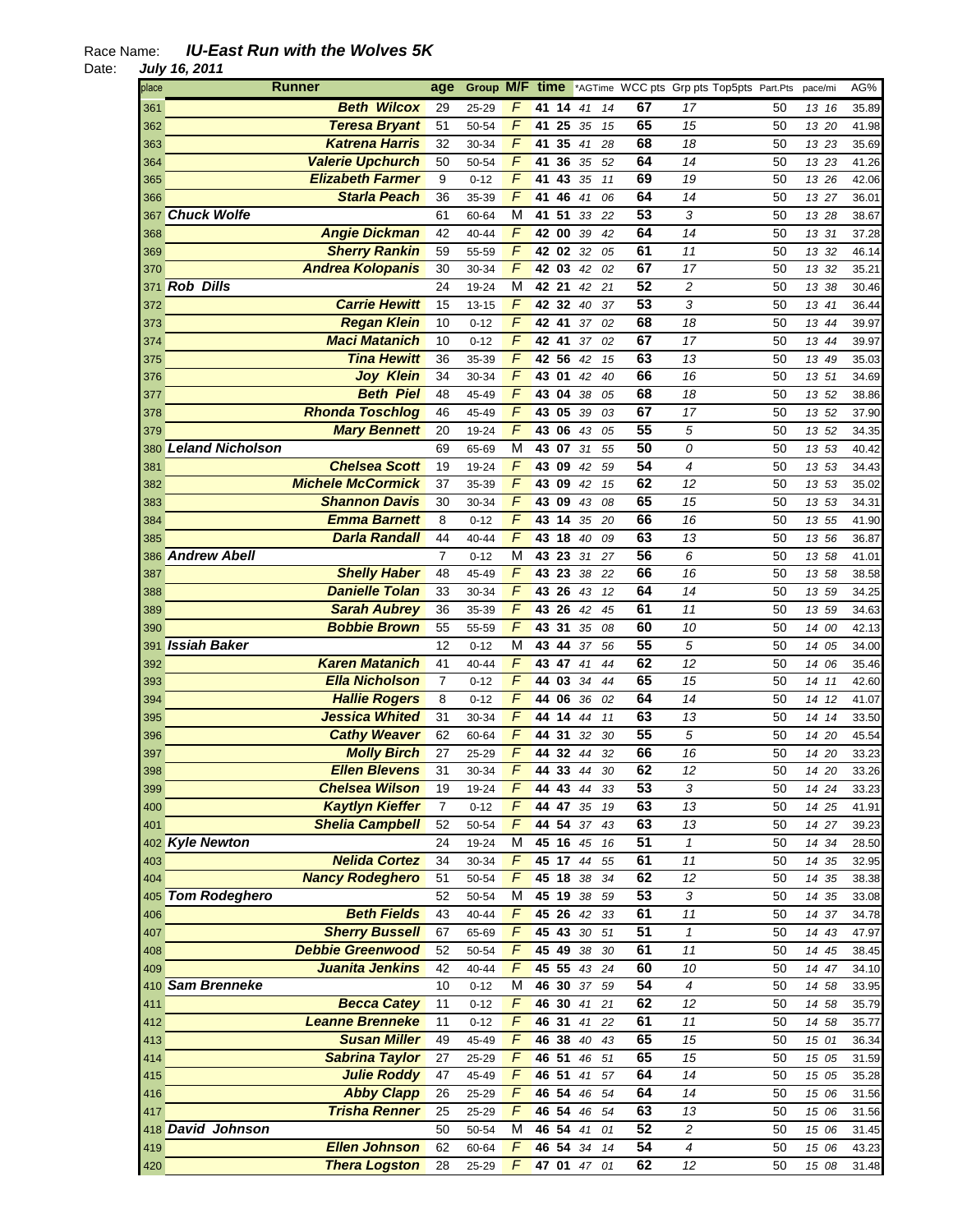Race Name: ***IU-East Run with the Wolves 5K***
Date: ***July 16, 2011***

| place | Runner | age | Group | M/F | time | *AGTime | WCC pts | Grp pts | Top5pts | Part.Pts | pace/mi | AG% |
|---|---|---|---|---|---|---|---|---|---|---|---|---|
| 361 | **Beth Wilcox** | 29 | 25-29 | F | 41 14 | 41 14 | 67 | 17 | | 50 | 13 16 | 35.89 |
| 362 | **Teresa Bryant** | 51 | 50-54 | F | 41 25 | 35 15 | 65 | 15 | | 50 | 13 20 | 41.98 |
| 363 | **Katrena Harris** | 32 | 30-34 | F | 41 35 | 41 28 | 68 | 18 | | 50 | 13 23 | 35.69 |
| 364 | **Valerie Upchurch** | 50 | 50-54 | F | 41 36 | 35 52 | 64 | 14 | | 50 | 13 23 | 41.26 |
| 365 | **Elizabeth Farmer** | 9 | 0-12 | F | 41 43 | 35 11 | 69 | 19 | | 50 | 13 26 | 42.06 |
| 366 | **Starla Peach** | 36 | 35-39 | F | 41 46 | 41 06 | 64 | 14 | | 50 | 13 27 | 36.01 |
| 367 | **Chuck Wolfe** | 61 | 60-64 | M | 41 51 | 33 22 | 53 | 3 | | 50 | 13 28 | 38.67 |
| 368 | **Angie Dickman** | 42 | 40-44 | F | 42 00 | 39 42 | 64 | 14 | | 50 | 13 31 | 37.28 |
| 369 | **Sherry Rankin** | 59 | 55-59 | F | 42 02 | 32 05 | 61 | 11 | | 50 | 13 32 | 46.14 |
| 370 | **Andrea Kolopanis** | 30 | 30-34 | F | 42 03 | 42 02 | 67 | 17 | | 50 | 13 32 | 35.21 |
| 371 | **Rob Dills** | 24 | 19-24 | M | 42 21 | 42 21 | 52 | 2 | | 50 | 13 38 | 30.46 |
| 372 | **Carrie Hewitt** | 15 | 13-15 | F | 42 32 | 40 37 | 53 | 3 | | 50 | 13 41 | 36.44 |
| 373 | **Regan Klein** | 10 | 0-12 | F | 42 41 | 37 02 | 68 | 18 | | 50 | 13 44 | 39.97 |
| 374 | **Maci Matanich** | 10 | 0-12 | F | 42 41 | 37 02 | 67 | 17 | | 50 | 13 44 | 39.97 |
| 375 | **Tina Hewitt** | 36 | 35-39 | F | 42 56 | 42 15 | 63 | 13 | | 50 | 13 49 | 35.03 |
| 376 | **Joy Klein** | 34 | 30-34 | F | 43 01 | 42 40 | 66 | 16 | | 50 | 13 51 | 34.69 |
| 377 | **Beth Piel** | 48 | 45-49 | F | 43 04 | 38 05 | 68 | 18 | | 50 | 13 52 | 38.86 |
| 378 | **Rhonda Toschlog** | 46 | 45-49 | F | 43 05 | 39 03 | 67 | 17 | | 50 | 13 52 | 37.90 |
| 379 | **Mary Bennett** | 20 | 19-24 | F | 43 06 | 43 05 | 55 | 5 | | 50 | 13 52 | 34.35 |
| 380 | **Leland Nicholson** | 69 | 65-69 | M | 43 07 | 31 55 | 50 | 0 | | 50 | 13 53 | 40.42 |
| 381 | **Chelsea Scott** | 19 | 19-24 | F | 43 09 | 42 59 | 54 | 4 | | 50 | 13 53 | 34.43 |
| 382 | **Michele McCormick** | 37 | 35-39 | F | 43 09 | 42 15 | 62 | 12 | | 50 | 13 53 | 35.02 |
| 383 | **Shannon Davis** | 30 | 30-34 | F | 43 09 | 43 08 | 65 | 15 | | 50 | 13 53 | 34.31 |
| 384 | **Emma Barnett** | 8 | 0-12 | F | 43 14 | 35 20 | 66 | 16 | | 50 | 13 55 | 41.90 |
| 385 | **Darla Randall** | 44 | 40-44 | F | 43 18 | 40 09 | 63 | 13 | | 50 | 13 56 | 36.87 |
| 386 | **Andrew Abell** | 7 | 0-12 | M | 43 23 | 31 27 | 56 | 6 | | 50 | 13 58 | 41.01 |
| 387 | **Shelly Haber** | 48 | 45-49 | F | 43 23 | 38 22 | 66 | 16 | | 50 | 13 58 | 38.58 |
| 388 | **Danielle Tolan** | 33 | 30-34 | F | 43 26 | 43 12 | 64 | 14 | | 50 | 13 59 | 34.25 |
| 389 | **Sarah Aubrey** | 36 | 35-39 | F | 43 26 | 42 45 | 61 | 11 | | 50 | 13 59 | 34.63 |
| 390 | **Bobbie Brown** | 55 | 55-59 | F | 43 31 | 35 08 | 60 | 10 | | 50 | 14 00 | 42.13 |
| 391 | **Issiah Baker** | 12 | 0-12 | M | 43 44 | 37 56 | 55 | 5 | | 50 | 14 05 | 34.00 |
| 392 | **Karen Matanich** | 41 | 40-44 | F | 43 47 | 41 44 | 62 | 12 | | 50 | 14 06 | 35.46 |
| 393 | **Ella Nicholson** | 7 | 0-12 | F | 44 03 | 34 44 | 65 | 15 | | 50 | 14 11 | 42.60 |
| 394 | **Hallie Rogers** | 8 | 0-12 | F | 44 06 | 36 02 | 64 | 14 | | 50 | 14 12 | 41.07 |
| 395 | **Jessica Whited** | 31 | 30-34 | F | 44 14 | 44 11 | 63 | 13 | | 50 | 14 14 | 33.50 |
| 396 | **Cathy Weaver** | 62 | 60-64 | F | 44 31 | 32 30 | 55 | 5 | | 50 | 14 20 | 45.54 |
| 397 | **Molly Birch** | 27 | 25-29 | F | 44 32 | 44 32 | 66 | 16 | | 50 | 14 20 | 33.23 |
| 398 | **Ellen Blevens** | 31 | 30-34 | F | 44 33 | 44 30 | 62 | 12 | | 50 | 14 20 | 33.26 |
| 399 | **Chelsea Wilson** | 19 | 19-24 | F | 44 43 | 44 33 | 53 | 3 | | 50 | 14 24 | 33.23 |
| 400 | **Kaytlyn Kieffer** | 7 | 0-12 | F | 44 47 | 35 19 | 63 | 13 | | 50 | 14 25 | 41.91 |
| 401 | **Shelia Campbell** | 52 | 50-54 | F | 44 54 | 37 43 | 63 | 13 | | 50 | 14 27 | 39.23 |
| 402 | **Kyle Newton** | 24 | 19-24 | M | 45 16 | 45 16 | 51 | 1 | | 50 | 14 34 | 28.50 |
| 403 | **Nelida Cortez** | 34 | 30-34 | F | 45 17 | 44 55 | 61 | 11 | | 50 | 14 35 | 32.95 |
| 404 | **Nancy Rodeghero** | 51 | 50-54 | F | 45 18 | 38 34 | 62 | 12 | | 50 | 14 35 | 38.38 |
| 405 | **Tom Rodeghero** | 52 | 50-54 | M | 45 19 | 38 59 | 53 | 3 | | 50 | 14 35 | 33.08 |
| 406 | **Beth Fields** | 43 | 40-44 | F | 45 26 | 42 33 | 61 | 11 | | 50 | 14 37 | 34.78 |
| 407 | **Sherry Bussell** | 67 | 65-69 | F | 45 43 | 30 51 | 51 | 1 | | 50 | 14 43 | 47.97 |
| 408 | **Debbie Greenwood** | 52 | 50-54 | F | 45 49 | 38 30 | 61 | 11 | | 50 | 14 45 | 38.45 |
| 409 | **Juanita Jenkins** | 42 | 40-44 | F | 45 55 | 43 24 | 60 | 10 | | 50 | 14 47 | 34.10 |
| 410 | **Sam Brenneke** | 10 | 0-12 | M | 46 30 | 37 59 | 54 | 4 | | 50 | 14 58 | 33.95 |
| 411 | **Becca Catey** | 11 | 0-12 | F | 46 30 | 41 21 | 62 | 12 | | 50 | 14 58 | 35.79 |
| 412 | **Leanne Brenneke** | 11 | 0-12 | F | 46 31 | 41 22 | 61 | 11 | | 50 | 14 58 | 35.77 |
| 413 | **Susan Miller** | 49 | 45-49 | F | 46 38 | 40 43 | 65 | 15 | | 50 | 15 01 | 36.34 |
| 414 | **Sabrina Taylor** | 27 | 25-29 | F | 46 51 | 46 51 | 65 | 15 | | 50 | 15 05 | 31.59 |
| 415 | **Julie Roddy** | 47 | 45-49 | F | 46 51 | 41 57 | 64 | 14 | | 50 | 15 05 | 35.28 |
| 416 | **Abby Clapp** | 26 | 25-29 | F | 46 54 | 46 54 | 64 | 14 | | 50 | 15 06 | 31.56 |
| 417 | **Trisha Renner** | 25 | 25-29 | F | 46 54 | 46 54 | 63 | 13 | | 50 | 15 06 | 31.56 |
| 418 | **David Johnson** | 50 | 50-54 | M | 46 54 | 41 01 | 52 | 2 | | 50 | 15 06 | 31.45 |
| 419 | **Ellen Johnson** | 62 | 60-64 | F | 46 54 | 34 14 | 54 | 4 | | 50 | 15 06 | 43.23 |
| 420 | **Thera Logston** | 28 | 25-29 | F | 47 01 | 47 01 | 62 | 12 | | 50 | 15 08 | 31.48 |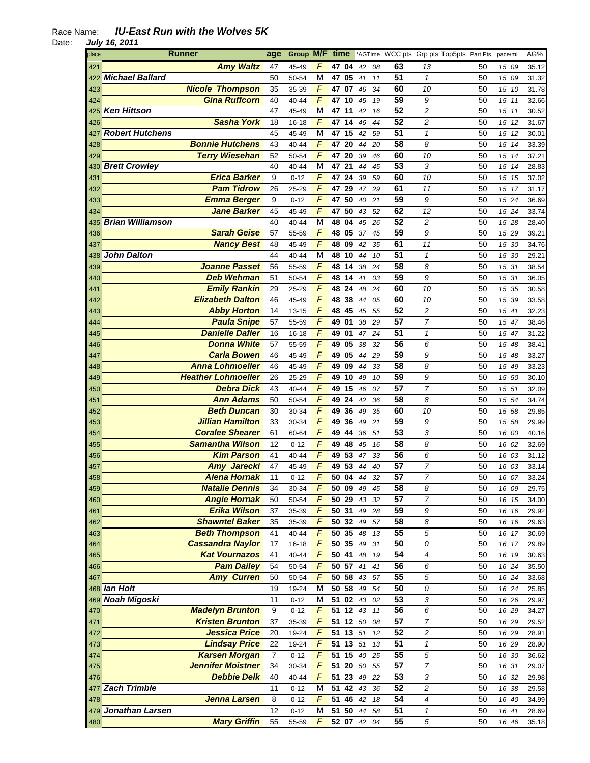Race Name: ***IU-East Run with the Wolves 5K***
Date: ***July 16, 2011***

| place | Runner | age | Group | M/F | time | *AGTime | WCC pts | Grp pts | Top5pts | Part.Pts | pace/mi | AG% |
|---|---|---|---|---|---|---|---|---|---|---|---|---|
| 421 | **Amy Waltz** | 47 | 45-49 | F | 47 04 | 42 08 | 63 | 13 | | 50 | 15 09 | 35.12 |
| 422 | **Michael Ballard** | 50 | 50-54 | M | 47 05 | 41 11 | 51 | 1 | | 50 | 15 09 | 31.32 |
| 423 | **Nicole Thompson** | 35 | 35-39 | F | 47 07 | 46 34 | 60 | 10 | | 50 | 15 10 | 31.78 |
| 424 | **Gina Ruffcorn** | 40 | 40-44 | F | 47 10 | 45 19 | 59 | 9 | | 50 | 15 11 | 32.66 |
| 425 | **Ken Hittson** | 47 | 45-49 | M | 47 11 | 42 16 | 52 | 2 | | 50 | 15 11 | 30.52 |
| 426 | **Sasha York** | 18 | 16-18 | F | 47 14 | 46 44 | 52 | 2 | | 50 | 15 12 | 31.67 |
| 427 | **Robert Hutchens** | 45 | 45-49 | M | 47 15 | 42 59 | 51 | 1 | | 50 | 15 12 | 30.01 |
| 428 | **Bonnie Hutchens** | 43 | 40-44 | F | 47 20 | 44 20 | 58 | 8 | | 50 | 15 14 | 33.39 |
| 429 | **Terry Wiesehan** | 52 | 50-54 | F | 47 20 | 39 46 | 60 | 10 | | 50 | 15 14 | 37.21 |
| 430 | **Brett Crowley** | 40 | 40-44 | M | 47 21 | 44 45 | 53 | 3 | | 50 | 15 14 | 28.83 |
| 431 | **Erica Barker** | 9 | 0-12 | F | 47 24 | 39 59 | 60 | 10 | | 50 | 15 15 | 37.02 |
| 432 | **Pam Tidrow** | 26 | 25-29 | F | 47 29 | 47 29 | 61 | 11 | | 50 | 15 17 | 31.17 |
| 433 | **Emma Berger** | 9 | 0-12 | F | 47 50 | 40 21 | 59 | 9 | | 50 | 15 24 | 36.69 |
| 434 | **Jane Barker** | 45 | 45-49 | F | 47 50 | 43 52 | 62 | 12 | | 50 | 15 24 | 33.74 |
| 435 | **Brian Williamson** | 40 | 40-44 | M | 48 04 | 45 26 | 52 | 2 | | 50 | 15 28 | 28.40 |
| 436 | **Sarah Geise** | 57 | 55-59 | F | 48 05 | 37 45 | 59 | 9 | | 50 | 15 29 | 39.21 |
| 437 | **Nancy Best** | 48 | 45-49 | F | 48 09 | 42 35 | 61 | 11 | | 50 | 15 30 | 34.76 |
| 438 | **John Dalton** | 44 | 40-44 | M | 48 10 | 44 10 | 51 | 1 | | 50 | 15 30 | 29.21 |
| 439 | **Joanne Passet** | 56 | 55-59 | F | 48 14 | 38 24 | 58 | 8 | | 50 | 15 31 | 38.54 |
| 440 | **Deb Wehman** | 51 | 50-54 | F | 48 14 | 41 03 | 59 | 9 | | 50 | 15 31 | 36.05 |
| 441 | **Emily Rankin** | 29 | 25-29 | F | 48 24 | 48 24 | 60 | 10 | | 50 | 15 35 | 30.58 |
| 442 | **Elizabeth Dalton** | 46 | 45-49 | F | 48 38 | 44 05 | 60 | 10 | | 50 | 15 39 | 33.58 |
| 443 | **Abby Horton** | 14 | 13-15 | F | 48 45 | 45 55 | 52 | 2 | | 50 | 15 41 | 32.23 |
| 444 | **Paula Snipe** | 57 | 55-59 | F | 49 01 | 38 29 | 57 | 7 | | 50 | 15 47 | 38.46 |
| 445 | **Danielle Dafler** | 16 | 16-18 | F | 49 01 | 47 24 | 51 | 1 | | 50 | 15 47 | 31.22 |
| 446 | **Donna White** | 57 | 55-59 | F | 49 05 | 38 32 | 56 | 6 | | 50 | 15 48 | 38.41 |
| 447 | **Carla Bowen** | 46 | 45-49 | F | 49 05 | 44 29 | 59 | 9 | | 50 | 15 48 | 33.27 |
| 448 | **Anna Lohmoeller** | 46 | 45-49 | F | 49 09 | 44 33 | 58 | 8 | | 50 | 15 49 | 33.23 |
| 449 | **Heather Lohmoeller** | 26 | 25-29 | F | 49 10 | 49 10 | 59 | 9 | | 50 | 15 50 | 30.10 |
| 450 | **Debra Dick** | 43 | 40-44 | F | 49 15 | 46 07 | 57 | 7 | | 50 | 15 51 | 32.09 |
| 451 | **Ann Adams** | 50 | 50-54 | F | 49 24 | 42 36 | 58 | 8 | | 50 | 15 54 | 34.74 |
| 452 | **Beth Duncan** | 30 | 30-34 | F | 49 36 | 49 35 | 60 | 10 | | 50 | 15 58 | 29.85 |
| 453 | **Jillian Hamilton** | 33 | 30-34 | F | 49 36 | 49 21 | 59 | 9 | | 50 | 15 58 | 29.99 |
| 454 | **Coralee Shearer** | 61 | 60-64 | F | 49 44 | 36 51 | 53 | 3 | | 50 | 16 00 | 40.16 |
| 455 | **Samantha Wilson** | 12 | 0-12 | F | 49 48 | 45 16 | 58 | 8 | | 50 | 16 02 | 32.69 |
| 456 | **Kim Parson** | 41 | 40-44 | F | 49 53 | 47 33 | 56 | 6 | | 50 | 16 03 | 31.12 |
| 457 | **Amy Jarecki** | 47 | 45-49 | F | 49 53 | 44 40 | 57 | 7 | | 50 | 16 03 | 33.14 |
| 458 | **Alena Hornak** | 11 | 0-12 | F | 50 04 | 44 32 | 57 | 7 | | 50 | 16 07 | 33.24 |
| 459 | **Natalie Dennis** | 34 | 30-34 | F | 50 09 | 49 45 | 58 | 8 | | 50 | 16 09 | 29.75 |
| 460 | **Angie Hornak** | 50 | 50-54 | F | 50 29 | 43 32 | 57 | 7 | | 50 | 16 15 | 34.00 |
| 461 | **Erika Wilson** | 37 | 35-39 | F | 50 31 | 49 28 | 59 | 9 | | 50 | 16 16 | 29.92 |
| 462 | **Shawntel Baker** | 35 | 35-39 | F | 50 32 | 49 57 | 58 | 8 | | 50 | 16 16 | 29.63 |
| 463 | **Beth Thompson** | 41 | 40-44 | F | 50 35 | 48 13 | 55 | 5 | | 50 | 16 17 | 30.69 |
| 464 | **Cassandra Naylor** | 17 | 16-18 | F | 50 35 | 49 31 | 50 | 0 | | 50 | 16 17 | 29.89 |
| 465 | **Kat Vournazos** | 41 | 40-44 | F | 50 41 | 48 19 | 54 | 4 | | 50 | 16 19 | 30.63 |
| 466 | **Pam Dailey** | 54 | 50-54 | F | 50 57 | 41 41 | 56 | 6 | | 50 | 16 24 | 35.50 |
| 467 | **Amy Curren** | 50 | 50-54 | F | 50 58 | 43 57 | 55 | 5 | | 50 | 16 24 | 33.68 |
| 468 | **Ian Holt** | 19 | 19-24 | M | 50 58 | 49 54 | 50 | 0 | | 50 | 16 24 | 25.85 |
| 469 | **Noah Migoski** | 11 | 0-12 | M | 51 02 | 43 02 | 53 | 3 | | 50 | 16 26 | 29.97 |
| 470 | **Madelyn Brunton** | 9 | 0-12 | F | 51 12 | 43 11 | 56 | 6 | | 50 | 16 29 | 34.27 |
| 471 | **Kristen Brunton** | 37 | 35-39 | F | 51 12 | 50 08 | 57 | 7 | | 50 | 16 29 | 29.52 |
| 472 | **Jessica Price** | 20 | 19-24 | F | 51 13 | 51 12 | 52 | 2 | | 50 | 16 29 | 28.91 |
| 473 | **Lindsay Price** | 22 | 19-24 | F | 51 13 | 51 13 | 51 | 1 | | 50 | 16 29 | 28.90 |
| 474 | **Karsen Morgan** | 7 | 0-12 | F | 51 15 | 40 25 | 55 | 5 | | 50 | 16 30 | 36.62 |
| 475 | **Jennifer Moistner** | 34 | 30-34 | F | 51 20 | 50 55 | 57 | 7 | | 50 | 16 31 | 29.07 |
| 476 | **Debbie Delk** | 40 | 40-44 | F | 51 23 | 49 22 | 53 | 3 | | 50 | 16 32 | 29.98 |
| 477 | **Zach Trimble** | 11 | 0-12 | M | 51 42 | 43 36 | 52 | 2 | | 50 | 16 38 | 29.58 |
| 478 | **Jenna Larsen** | 8 | 0-12 | F | 51 46 | 42 18 | 54 | 4 | | 50 | 16 40 | 34.99 |
| 479 | **Jonathan Larsen** | 12 | 0-12 | M | 51 50 | 44 58 | 51 | 1 | | 50 | 16 41 | 28.69 |
| 480 | **Mary Griffin** | 55 | 55-59 | F | 52 07 | 42 04 | 55 | 5 | | 50 | 16 46 | 35.18 |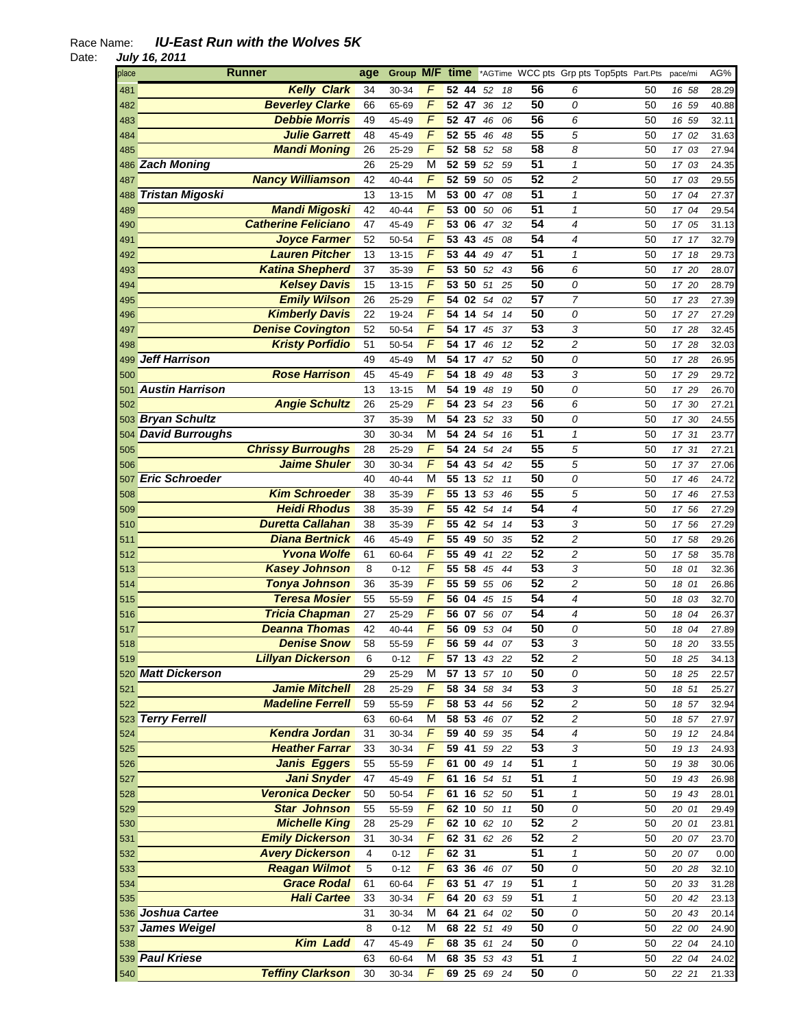Race Name: ***IU-East Run with the Wolves 5K***
Date: ***July 16, 2011***

| place | Runner | age | Group | M/F | time | | *AGTime | | WCC pts | Grp pts | Top5pts | Part.Pts | pace/mi | AG% |
|---|---|---|---|---|---|---|---|---|---|---|---|---|---|---|
| 481 | Kelly Clark | 34 | 30-34 | F | 52 | 44 | 52 | 18 | 56 | 6 | | 50 | 16 58 | 28.29 |
| 482 | Beverley Clarke | 66 | 65-69 | F | 52 | 47 | 36 | 12 | 50 | 0 | | 50 | 16 59 | 40.88 |
| 483 | Debbie Morris | 49 | 45-49 | F | 52 | 47 | 46 | 06 | 56 | 6 | | 50 | 16 59 | 32.11 |
| 484 | Julie Garrett | 48 | 45-49 | F | 52 | 55 | 46 | 48 | 55 | 5 | | 50 | 17 02 | 31.63 |
| 485 | Mandi Moning | 26 | 25-29 | F | 52 | 58 | 52 | 58 | 58 | 8 | | 50 | 17 03 | 27.94 |
| 486 | Zach Moning | 26 | 25-29 | M | 52 | 59 | 52 | 59 | 51 | 1 | | 50 | 17 03 | 24.35 |
| 487 | Nancy Williamson | 42 | 40-44 | F | 52 | 59 | 50 | 05 | 52 | 2 | | 50 | 17 03 | 29.55 |
| 488 | Tristan Migoski | 13 | 13-15 | M | 53 | 00 | 47 | 08 | 51 | 1 | | 50 | 17 04 | 27.37 |
| 489 | Mandi Migoski | 42 | 40-44 | F | 53 | 00 | 50 | 06 | 51 | 1 | | 50 | 17 04 | 29.54 |
| 490 | Catherine Feliciano | 47 | 45-49 | F | 53 | 06 | 47 | 32 | 54 | 4 | | 50 | 17 05 | 31.13 |
| 491 | Joyce Farmer | 52 | 50-54 | F | 53 | 43 | 45 | 08 | 54 | 4 | | 50 | 17 17 | 32.79 |
| 492 | Lauren Pitcher | 13 | 13-15 | F | 53 | 44 | 49 | 47 | 51 | 1 | | 50 | 17 18 | 29.73 |
| 493 | Katina Shepherd | 37 | 35-39 | F | 53 | 50 | 52 | 43 | 56 | 6 | | 50 | 17 20 | 28.07 |
| 494 | Kelsey Davis | 15 | 13-15 | F | 53 | 50 | 51 | 25 | 50 | 0 | | 50 | 17 20 | 28.79 |
| 495 | Emily Wilson | 26 | 25-29 | F | 54 | 02 | 54 | 02 | 57 | 7 | | 50 | 17 23 | 27.39 |
| 496 | Kimberly Davis | 22 | 19-24 | F | 54 | 14 | 54 | 14 | 50 | 0 | | 50 | 17 27 | 27.29 |
| 497 | Denise Covington | 52 | 50-54 | F | 54 | 17 | 45 | 37 | 53 | 3 | | 50 | 17 28 | 32.45 |
| 498 | Kristy Porfidio | 51 | 50-54 | F | 54 | 17 | 46 | 12 | 52 | 2 | | 50 | 17 28 | 32.03 |
| 499 | Jeff Harrison | 49 | 45-49 | M | 54 | 17 | 47 | 52 | 50 | 0 | | 50 | 17 28 | 26.95 |
| 500 | Rose Harrison | 45 | 45-49 | F | 54 | 18 | 49 | 48 | 53 | 3 | | 50 | 17 29 | 29.72 |
| 501 | Austin Harrison | 13 | 13-15 | M | 54 | 19 | 48 | 19 | 50 | 0 | | 50 | 17 29 | 26.70 |
| 502 | Angie Schultz | 26 | 25-29 | F | 54 | 23 | 54 | 23 | 56 | 6 | | 50 | 17 30 | 27.21 |
| 503 | Bryan Schultz | 37 | 35-39 | M | 54 | 23 | 52 | 33 | 50 | 0 | | 50 | 17 30 | 24.55 |
| 504 | David Burroughs | 30 | 30-34 | M | 54 | 24 | 54 | 16 | 51 | 1 | | 50 | 17 31 | 23.77 |
| 505 | Chrissy Burroughs | 28 | 25-29 | F | 54 | 24 | 54 | 24 | 55 | 5 | | 50 | 17 31 | 27.21 |
| 506 | Jaime Shuler | 30 | 30-34 | F | 54 | 43 | 54 | 42 | 55 | 5 | | 50 | 17 37 | 27.06 |
| 507 | Eric Schroeder | 40 | 40-44 | M | 55 | 13 | 52 | 11 | 50 | 0 | | 50 | 17 46 | 24.72 |
| 508 | Kim Schroeder | 38 | 35-39 | F | 55 | 13 | 53 | 46 | 55 | 5 | | 50 | 17 46 | 27.53 |
| 509 | Heidi Rhodus | 38 | 35-39 | F | 55 | 42 | 54 | 14 | 54 | 4 | | 50 | 17 56 | 27.29 |
| 510 | Duretta Callahan | 38 | 35-39 | F | 55 | 42 | 54 | 14 | 53 | 3 | | 50 | 17 56 | 27.29 |
| 511 | Diana Bertnick | 46 | 45-49 | F | 55 | 49 | 50 | 35 | 52 | 2 | | 50 | 17 58 | 29.26 |
| 512 | Yvona Wolfe | 61 | 60-64 | F | 55 | 49 | 41 | 22 | 52 | 2 | | 50 | 17 58 | 35.78 |
| 513 | Kasey Johnson | 8 | 0-12 | F | 55 | 58 | 45 | 44 | 53 | 3 | | 50 | 18 01 | 32.36 |
| 514 | Tonya Johnson | 36 | 35-39 | F | 55 | 59 | 55 | 06 | 52 | 2 | | 50 | 18 01 | 26.86 |
| 515 | Teresa Mosier | 55 | 55-59 | F | 56 | 04 | 45 | 15 | 54 | 4 | | 50 | 18 03 | 32.70 |
| 516 | Tricia Chapman | 27 | 25-29 | F | 56 | 07 | 56 | 07 | 54 | 4 | | 50 | 18 04 | 26.37 |
| 517 | Deanna Thomas | 42 | 40-44 | F | 56 | 09 | 53 | 04 | 50 | 0 | | 50 | 18 04 | 27.89 |
| 518 | Denise Snow | 58 | 55-59 | F | 56 | 59 | 44 | 07 | 53 | 3 | | 50 | 18 20 | 33.55 |
| 519 | Lillyan Dickerson | 6 | 0-12 | F | 57 | 13 | 43 | 22 | 52 | 2 | | 50 | 18 25 | 34.13 |
| 520 | Matt Dickerson | 29 | 25-29 | M | 57 | 13 | 57 | 10 | 50 | 0 | | 50 | 18 25 | 22.57 |
| 521 | Jamie Mitchell | 28 | 25-29 | F | 58 | 34 | 58 | 34 | 53 | 3 | | 50 | 18 51 | 25.27 |
| 522 | Madeline Ferrell | 59 | 55-59 | F | 58 | 53 | 44 | 56 | 52 | 2 | | 50 | 18 57 | 32.94 |
| 523 | Terry Ferrell | 63 | 60-64 | M | 58 | 53 | 46 | 07 | 52 | 2 | | 50 | 18 57 | 27.97 |
| 524 | Kendra Jordan | 31 | 30-34 | F | 59 | 40 | 59 | 35 | 54 | 4 | | 50 | 19 12 | 24.84 |
| 525 | Heather Farrar | 33 | 30-34 | F | 59 | 41 | 59 | 22 | 53 | 3 | | 50 | 19 13 | 24.93 |
| 526 | Janis Eggers | 55 | 55-59 | F | 61 | 00 | 49 | 14 | 51 | 1 | | 50 | 19 38 | 30.06 |
| 527 | Jani Snyder | 47 | 45-49 | F | 61 | 16 | 54 | 51 | 51 | 1 | | 50 | 19 43 | 26.98 |
| 528 | Veronica Decker | 50 | 50-54 | F | 61 | 16 | 52 | 50 | 51 | 1 | | 50 | 19 43 | 28.01 |
| 529 | Star Johnson | 55 | 55-59 | F | 62 | 10 | 50 | 11 | 50 | 0 | | 50 | 20 01 | 29.49 |
| 530 | Michelle King | 28 | 25-29 | F | 62 | 10 | 62 | 10 | 52 | 2 | | 50 | 20 01 | 23.81 |
| 531 | Emily Dickerson | 31 | 30-34 | F | 62 | 31 | 62 | 26 | 52 | 2 | | 50 | 20 07 | 23.70 |
| 532 | Avery Dickerson | 4 | 0-12 | F | 62 | 31 | | | 51 | 1 | | 50 | 20 07 | 0.00 |
| 533 | Reagan Wilmot | 5 | 0-12 | F | 63 | 36 | 46 | 07 | 50 | 0 | | 50 | 20 28 | 32.10 |
| 534 | Grace Rodal | 61 | 60-64 | F | 63 | 51 | 47 | 19 | 51 | 1 | | 50 | 20 33 | 31.28 |
| 535 | Hali Cartee | 33 | 30-34 | F | 64 | 20 | 63 | 59 | 51 | 1 | | 50 | 20 42 | 23.13 |
| 536 | Joshua Cartee | 31 | 30-34 | M | 64 | 21 | 64 | 02 | 50 | 0 | | 50 | 20 43 | 20.14 |
| 537 | James Weigel | 8 | 0-12 | M | 68 | 22 | 51 | 49 | 50 | 0 | | 50 | 22 00 | 24.90 |
| 538 | Kim Ladd | 47 | 45-49 | F | 68 | 35 | 61 | 24 | 50 | 0 | | 50 | 22 04 | 24.10 |
| 539 | Paul Kriese | 63 | 60-64 | M | 68 | 35 | 53 | 43 | 51 | 1 | | 50 | 22 04 | 24.02 |
| 540 | Teffiny Clarkson | 30 | 30-34 | F | 69 | 25 | 69 | 24 | 50 | 0 | | 50 | 22 21 | 21.33 |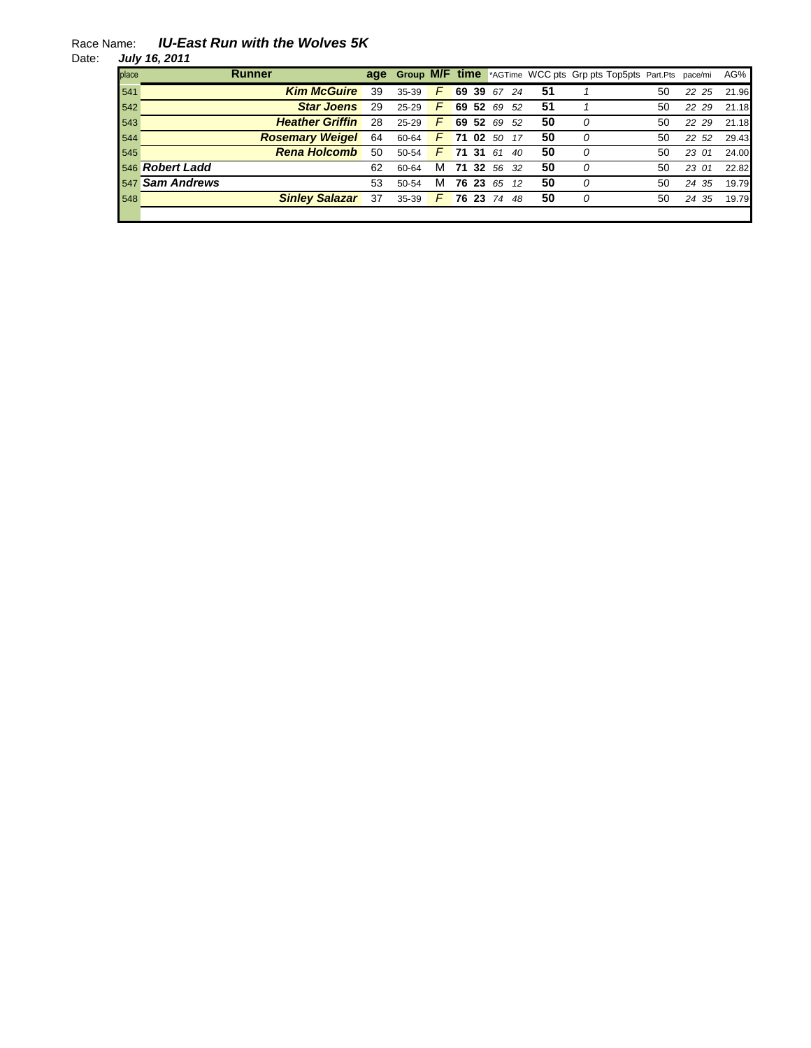Race Name: ***IU-East Run with the Wolves 5K***

Date: ***July 16, 2011***

| place | Runner | age | Group | M/F | time | | *AGTime | | WCC pts | Grp pts | Top5pts | Part.Pts | pace/mi | | AG% |
|---|---|---|---|---|---|---|---|---|---|---|---|---|---|---|---|
| 541 | ***Kim McGuire*** | 39 | 35-39 | *F* | **69** | **39** | *67* | *24* | **51** | *1* | | 50 | *22* | *25* | 21.96 |
| 542 | ***Star Joens*** | 29 | 25-29 | *F* | **69** | **52** | *69* | *52* | **51** | *1* | | 50 | *22* | *29* | 21.18 |
| 543 | ***Heather Griffin*** | 28 | 25-29 | *F* | **69** | **52** | *69* | *52* | **50** | *0* | | 50 | *22* | *29* | 21.18 |
| 544 | ***Rosemary Weigel*** | 64 | 60-64 | *F* | **71** | **02** | *50* | *17* | **50** | *0* | | 50 | *22* | *52* | 29.43 |
| 545 | ***Rena Holcomb*** | 50 | 50-54 | *F* | **71** | **31** | *61* | *40* | **50** | *0* | | 50 | *23* | *01* | 24.00 |
| 546 | ***Robert Ladd*** | 62 | 60-64 | M | **71** | **32** | *56* | *32* | **50** | *0* | | 50 | *23* | *01* | 22.82 |
| 547 | ***Sam Andrews*** | 53 | 50-54 | M | **76** | **23** | *65* | *12* | **50** | *0* | | 50 | *24* | *35* | 19.79 |
| 548 | ***Sinley Salazar*** | 37 | 35-39 | *F* | **76** | **23** | *74* | *48* | **50** | *0* | | 50 | *24* | *35* | 19.79 |